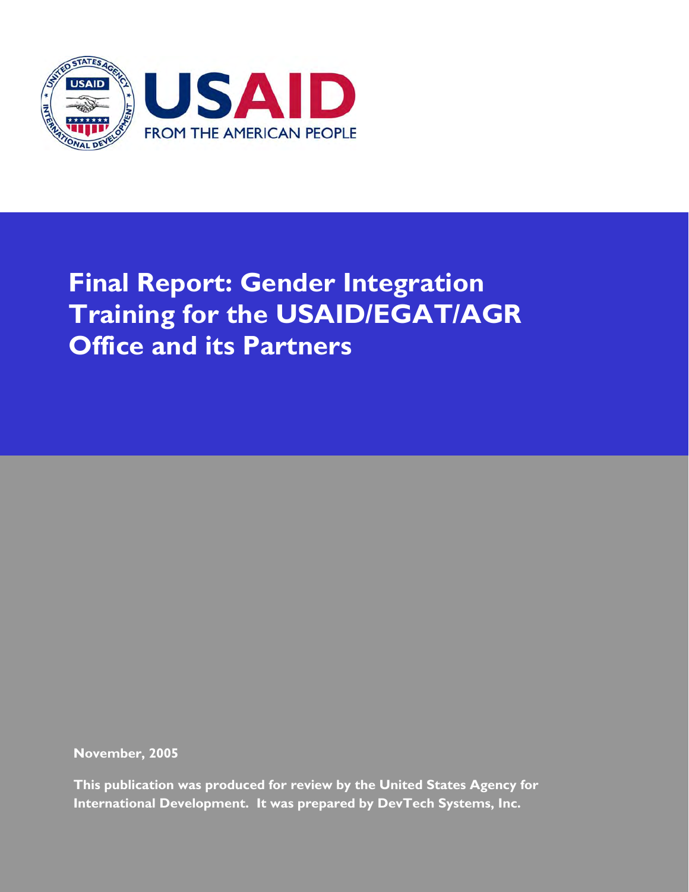USAID

FROM THE AMERICAN PEOPLE

# Final Report: Gender Integration Training for the USAID/EGAT/AGR Office and its Partners

**November, 2005**

**This publication was produced for review by the United States Agency for International Development. It was prepared by DevTech Systems, Inc.**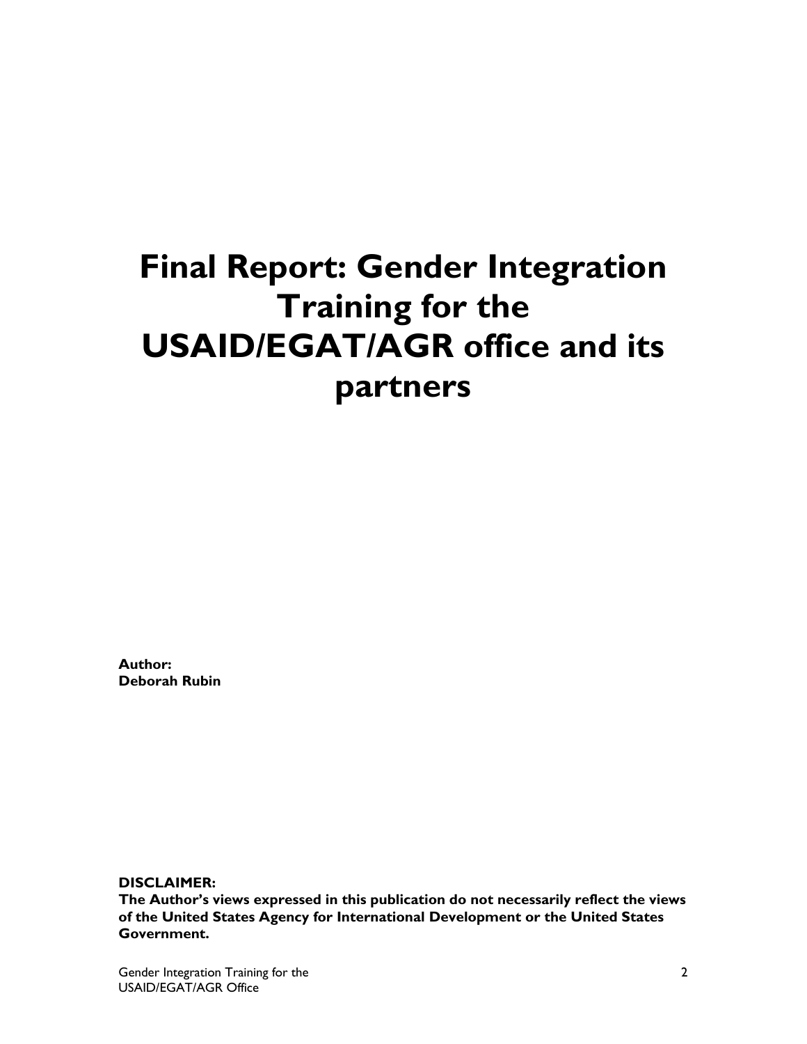# Final Report: Gender Integration Training for the USAID/EGAT/AGR office and its partners

**Author:**
**Deborah Rubin**

**DISCLAIMER:**
**The Author's views expressed in this publication do not necessarily reflect the views of the United States Agency for International Development or the United States Government.**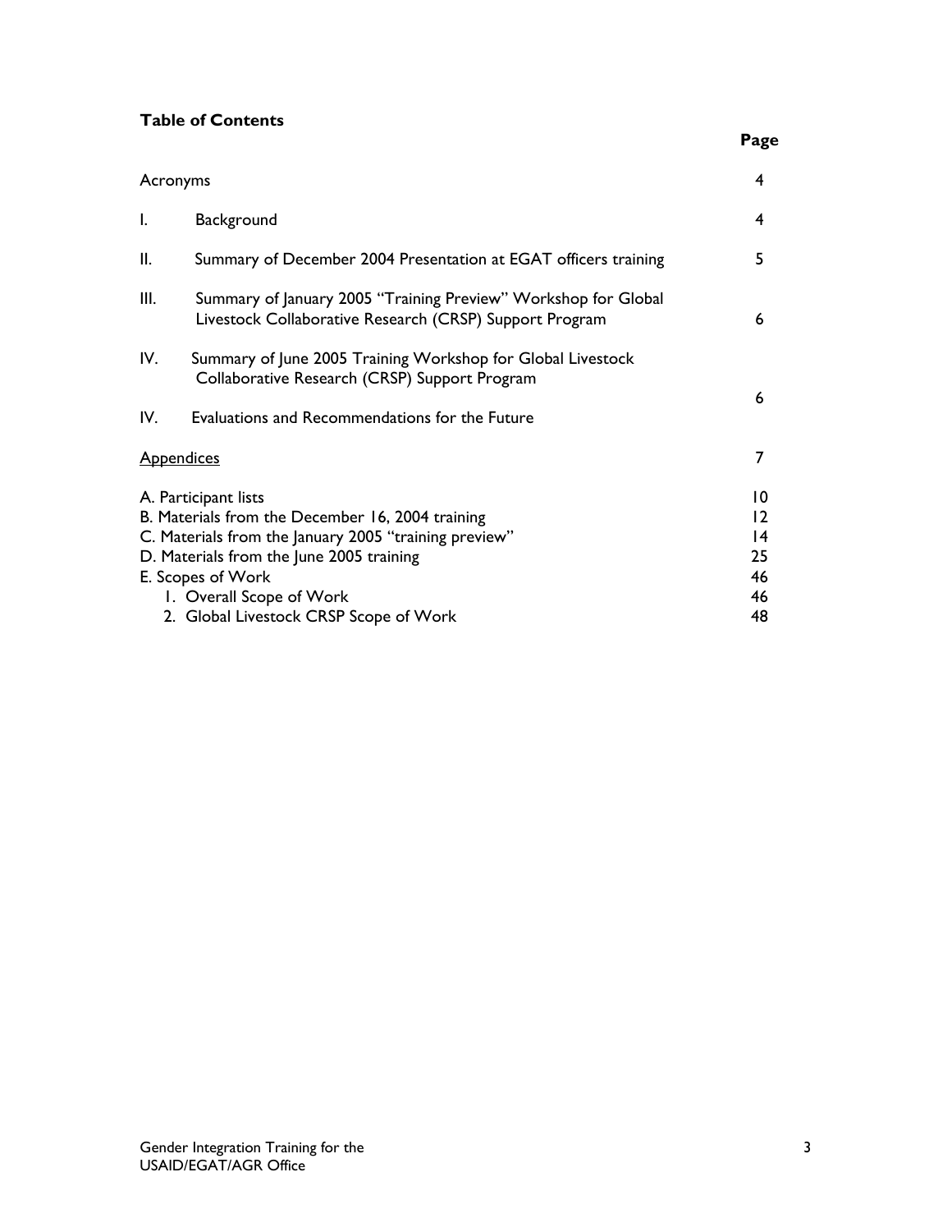**Table of Contents**

| | | Page |
|---|---|---|
| Acronyms | | 4 |
| I. | Background | 4 |
| II. | Summary of December 2004 Presentation at EGAT officers training | 5 |
| III. | Summary of January 2005 "Training Preview" Workshop for Global Livestock Collaborative Research (CRSP) Support Program | 6 |
| IV. | Summary of June 2005 Training Workshop for Global Livestock Collaborative Research (CRSP) Support Program | 6 |
| IV. | Evaluations and Recommendations for the Future | |
| Appendices | | 7 |
| A. Participant lists | | 10 |
| B. Materials from the December 16, 2004 training | | 12 |
| C. Materials from the January 2005 "training preview" | | 14 |
| D. Materials from the June 2005 training | | 25 |
| E. Scopes of Work | | 46 |
| 1. Overall Scope of Work | | 46 |
| 2. Global Livestock CRSP Scope of Work | | 48 |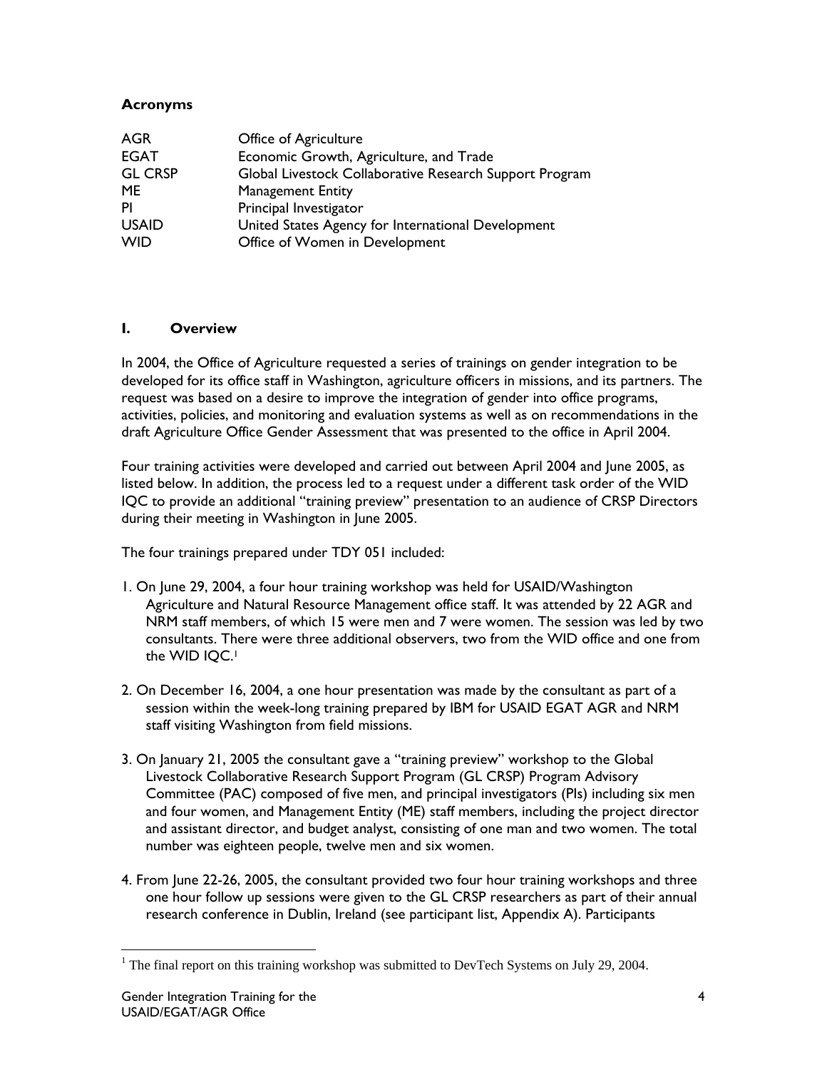## Acronyms

| | |
|---|---|
| AGR | Office of Agriculture |
| EGAT | Economic Growth, Agriculture, and Trade |
| GL CRSP | Global Livestock Collaborative Research Support Program |
| ME | Management Entity |
| PI | Principal Investigator |
| USAID | United States Agency for International Development |
| WID | Office of Women in Development |

## I. Overview

In 2004, the Office of Agriculture requested a series of trainings on gender integration to be developed for its office staff in Washington, agriculture officers in missions, and its partners. The request was based on a desire to improve the integration of gender into office programs, activities, policies, and monitoring and evaluation systems as well as on recommendations in the draft Agriculture Office Gender Assessment that was presented to the office in April 2004.

Four training activities were developed and carried out between April 2004 and June 2005, as listed below. In addition, the process led to a request under a different task order of the WID IQC to provide an additional "training preview" presentation to an audience of CRSP Directors during their meeting in Washington in June 2005.

The four trainings prepared under TDY 051 included:

1. On June 29, 2004, a four hour training workshop was held for USAID/Washington Agriculture and Natural Resource Management office staff. It was attended by 22 AGR and NRM staff members, of which 15 were men and 7 were women. The session was led by two consultants. There were three additional observers, two from the WID office and one from the WID IQC.[1]

2. On December 16, 2004, a one hour presentation was made by the consultant as part of a session within the week-long training prepared by IBM for USAID EGAT AGR and NRM staff visiting Washington from field missions.

3. On January 21, 2005 the consultant gave a "training preview" workshop to the Global Livestock Collaborative Research Support Program (GL CRSP) Program Advisory Committee (PAC) composed of five men, and principal investigators (PIs) including six men and four women, and Management Entity (ME) staff members, including the project director and assistant director, and budget analyst, consisting of one man and two women. The total number was eighteen people, twelve men and six women.

4. From June 22-26, 2005, the consultant provided two four hour training workshops and three one hour follow up sessions were given to the GL CRSP researchers as part of their annual research conference in Dublin, Ireland (see participant list, Appendix A). Participants

---

[1] The final report on this training workshop was submitted to DevTech Systems on July 29, 2004.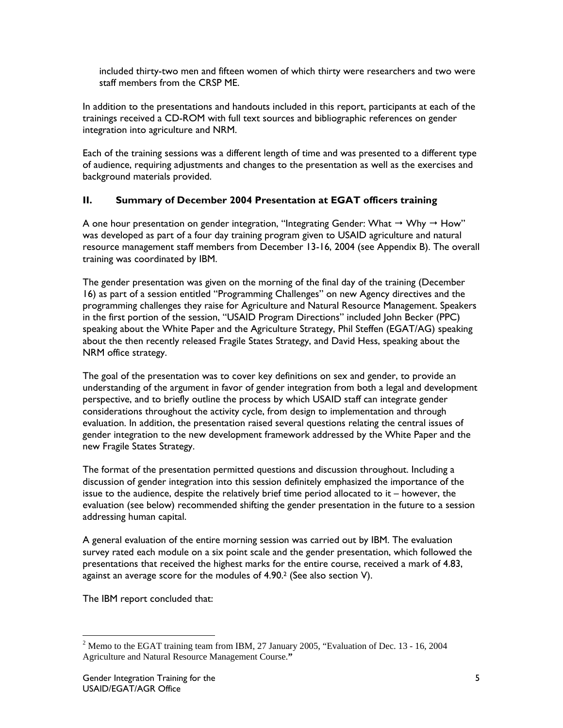included thirty-two men and fifteen women of which thirty were researchers and two were staff members from the CRSP ME.

In addition to the presentations and handouts included in this report, participants at each of the trainings received a CD-ROM with full text sources and bibliographic references on gender integration into agriculture and NRM.

Each of the training sessions was a different length of time and was presented to a different type of audience, requiring adjustments and changes to the presentation as well as the exercises and background materials provided.

## II. Summary of December 2004 Presentation at EGAT officers training

A one hour presentation on gender integration, "Integrating Gender: What → Why → How" was developed as part of a four day training program given to USAID agriculture and natural resource management staff members from December 13-16, 2004 (see Appendix B). The overall training was coordinated by IBM.

The gender presentation was given on the morning of the final day of the training (December 16) as part of a session entitled "Programming Challenges" on new Agency directives and the programming challenges they raise for Agriculture and Natural Resource Management. Speakers in the first portion of the session, "USAID Program Directions" included John Becker (PPC) speaking about the White Paper and the Agriculture Strategy, Phil Steffen (EGAT/AG) speaking about the then recently released Fragile States Strategy, and David Hess, speaking about the NRM office strategy.

The goal of the presentation was to cover key definitions on sex and gender, to provide an understanding of the argument in favor of gender integration from both a legal and development perspective, and to briefly outline the process by which USAID staff can integrate gender considerations throughout the activity cycle, from design to implementation and through evaluation. In addition, the presentation raised several questions relating the central issues of gender integration to the new development framework addressed by the White Paper and the new Fragile States Strategy.

The format of the presentation permitted questions and discussion throughout. Including a discussion of gender integration into this session definitely emphasized the importance of the issue to the audience, despite the relatively brief time period allocated to it – however, the evaluation (see below) recommended shifting the gender presentation in the future to a session addressing human capital.

A general evaluation of the entire morning session was carried out by IBM. The evaluation survey rated each module on a six point scale and the gender presentation, which followed the presentations that received the highest marks for the entire course, received a mark of 4.83, against an average score for the modules of 4.90.[2] (See also section V).

The IBM report concluded that:

[2] Memo to the EGAT training team from IBM, 27 January 2005, "Evaluation of Dec. 13 - 16, 2004 Agriculture and Natural Resource Management Course."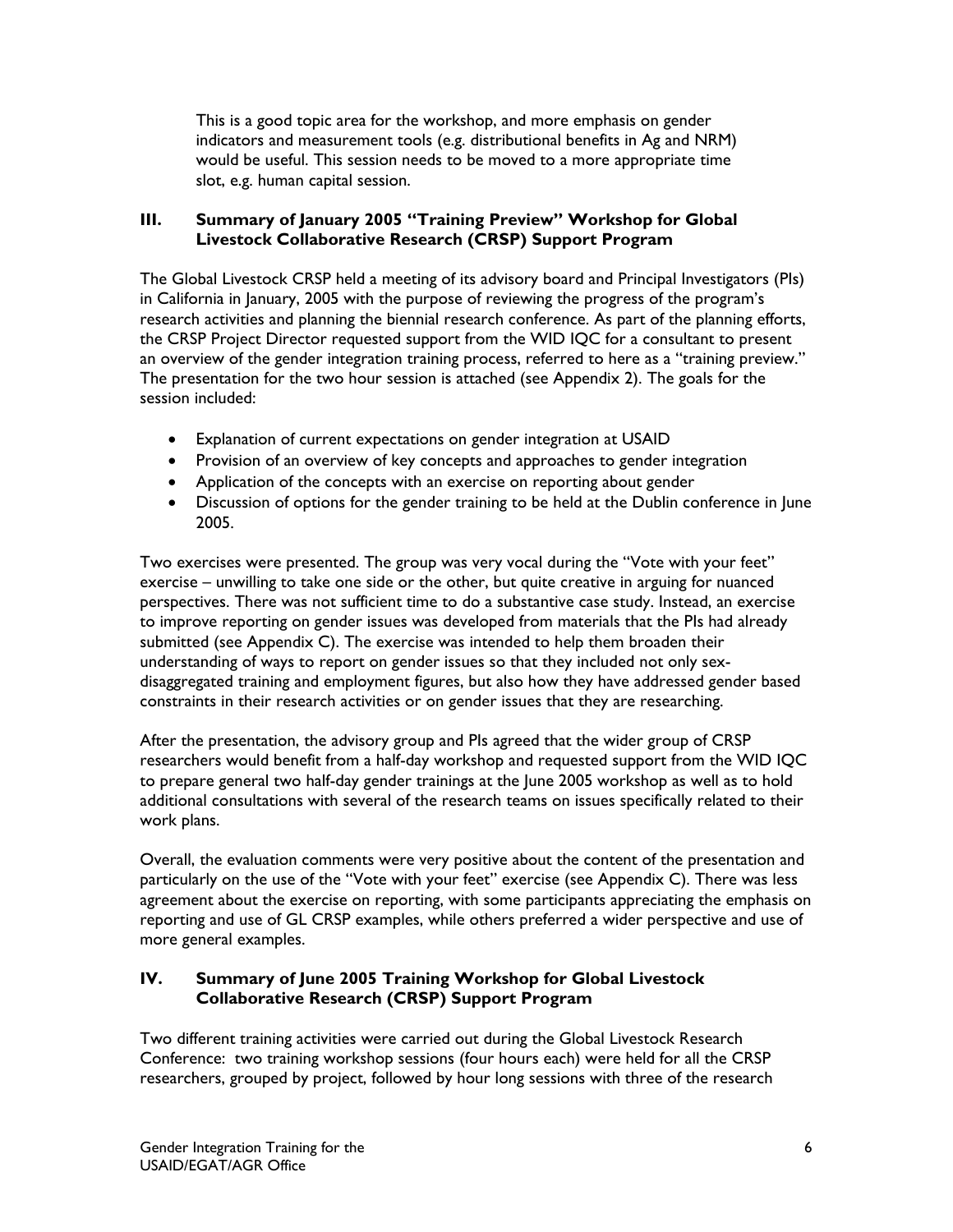This is a good topic area for the workshop, and more emphasis on gender indicators and measurement tools (e.g. distributional benefits in Ag and NRM) would be useful. This session needs to be moved to a more appropriate time slot, e.g. human capital session.

## III. Summary of January 2005 "Training Preview" Workshop for Global Livestock Collaborative Research (CRSP) Support Program

The Global Livestock CRSP held a meeting of its advisory board and Principal Investigators (PIs) in California in January, 2005 with the purpose of reviewing the progress of the program's research activities and planning the biennial research conference. As part of the planning efforts, the CRSP Project Director requested support from the WID IQC for a consultant to present an overview of the gender integration training process, referred to here as a "training preview." The presentation for the two hour session is attached (see Appendix 2). The goals for the session included:

- Explanation of current expectations on gender integration at USAID
- Provision of an overview of key concepts and approaches to gender integration
- Application of the concepts with an exercise on reporting about gender
- Discussion of options for the gender training to be held at the Dublin conference in June 2005.

Two exercises were presented. The group was very vocal during the "Vote with your feet" exercise – unwilling to take one side or the other, but quite creative in arguing for nuanced perspectives. There was not sufficient time to do a substantive case study. Instead, an exercise to improve reporting on gender issues was developed from materials that the PIs had already submitted (see Appendix C). The exercise was intended to help them broaden their understanding of ways to report on gender issues so that they included not only sex-disaggregated training and employment figures, but also how they have addressed gender based constraints in their research activities or on gender issues that they are researching.

After the presentation, the advisory group and PIs agreed that the wider group of CRSP researchers would benefit from a half-day workshop and requested support from the WID IQC to prepare general two half-day gender trainings at the June 2005 workshop as well as to hold additional consultations with several of the research teams on issues specifically related to their work plans.

Overall, the evaluation comments were very positive about the content of the presentation and particularly on the use of the "Vote with your feet" exercise (see Appendix C). There was less agreement about the exercise on reporting, with some participants appreciating the emphasis on reporting and use of GL CRSP examples, while others preferred a wider perspective and use of more general examples.

## IV. Summary of June 2005 Training Workshop for Global Livestock Collaborative Research (CRSP) Support Program

Two different training activities were carried out during the Global Livestock Research Conference: two training workshop sessions (four hours each) were held for all the CRSP researchers, grouped by project, followed by hour long sessions with three of the research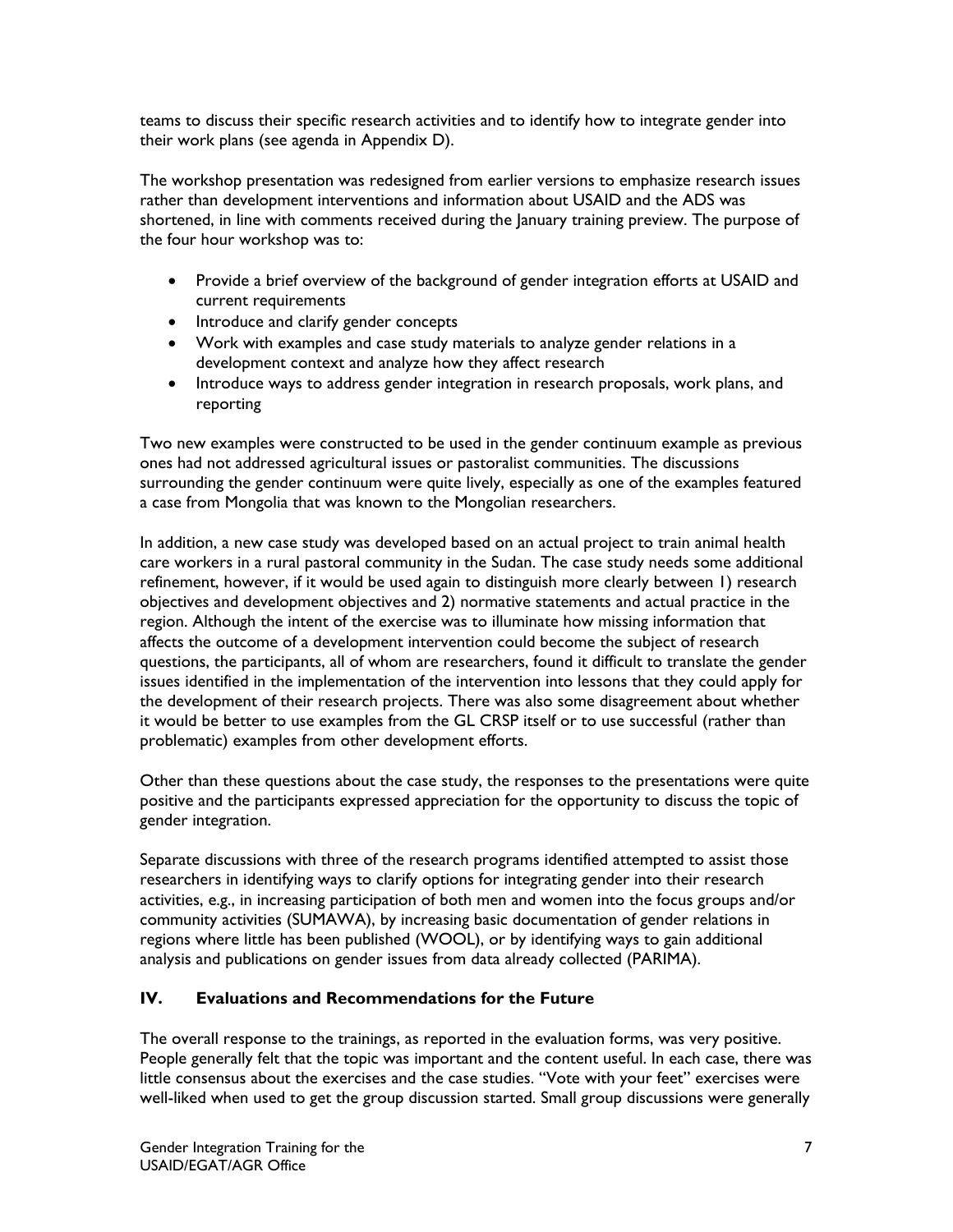teams to discuss their specific research activities and to identify how to integrate gender into their work plans (see agenda in Appendix D).

The workshop presentation was redesigned from earlier versions to emphasize research issues rather than development interventions and information about USAID and the ADS was shortened, in line with comments received during the January training preview. The purpose of the four hour workshop was to:

- Provide a brief overview of the background of gender integration efforts at USAID and current requirements
- Introduce and clarify gender concepts
- Work with examples and case study materials to analyze gender relations in a development context and analyze how they affect research
- Introduce ways to address gender integration in research proposals, work plans, and reporting

Two new examples were constructed to be used in the gender continuum example as previous ones had not addressed agricultural issues or pastoralist communities. The discussions surrounding the gender continuum were quite lively, especially as one of the examples featured a case from Mongolia that was known to the Mongolian researchers.

In addition, a new case study was developed based on an actual project to train animal health care workers in a rural pastoral community in the Sudan. The case study needs some additional refinement, however, if it would be used again to distinguish more clearly between 1) research objectives and development objectives and 2) normative statements and actual practice in the region. Although the intent of the exercise was to illuminate how missing information that affects the outcome of a development intervention could become the subject of research questions, the participants, all of whom are researchers, found it difficult to translate the gender issues identified in the implementation of the intervention into lessons that they could apply for the development of their research projects. There was also some disagreement about whether it would be better to use examples from the GL CRSP itself or to use successful (rather than problematic) examples from other development efforts.

Other than these questions about the case study, the responses to the presentations were quite positive and the participants expressed appreciation for the opportunity to discuss the topic of gender integration.

Separate discussions with three of the research programs identified attempted to assist those researchers in identifying ways to clarify options for integrating gender into their research activities, e.g., in increasing participation of both men and women into the focus groups and/or community activities (SUMAWA), by increasing basic documentation of gender relations in regions where little has been published (WOOL), or by identifying ways to gain additional analysis and publications on gender issues from data already collected (PARIMA).

## IV. Evaluations and Recommendations for the Future

The overall response to the trainings, as reported in the evaluation forms, was very positive. People generally felt that the topic was important and the content useful. In each case, there was little consensus about the exercises and the case studies. "Vote with your feet" exercises were well-liked when used to get the group discussion started. Small group discussions were generally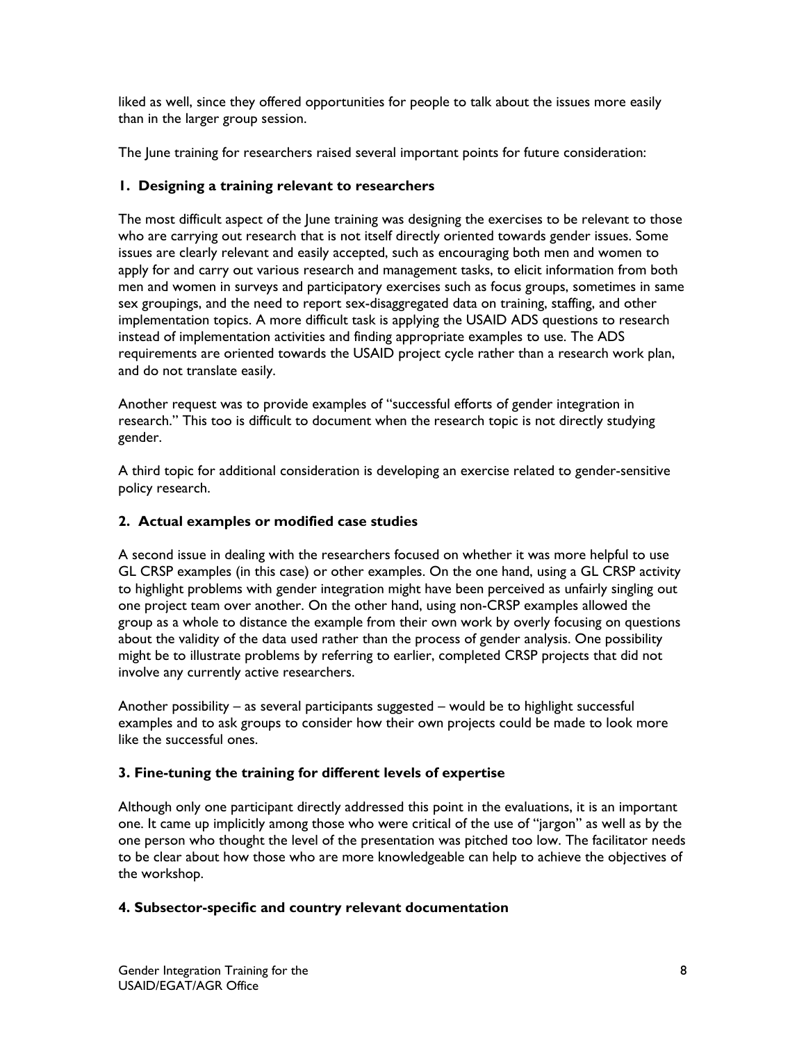liked as well, since they offered opportunities for people to talk about the issues more easily than in the larger group session.

The June training for researchers raised several important points for future consideration:

### 1. Designing a training relevant to researchers

The most difficult aspect of the June training was designing the exercises to be relevant to those who are carrying out research that is not itself directly oriented towards gender issues. Some issues are clearly relevant and easily accepted, such as encouraging both men and women to apply for and carry out various research and management tasks, to elicit information from both men and women in surveys and participatory exercises such as focus groups, sometimes in same sex groupings, and the need to report sex-disaggregated data on training, staffing, and other implementation topics. A more difficult task is applying the USAID ADS questions to research instead of implementation activities and finding appropriate examples to use. The ADS requirements are oriented towards the USAID project cycle rather than a research work plan, and do not translate easily.

Another request was to provide examples of "successful efforts of gender integration in research." This too is difficult to document when the research topic is not directly studying gender.

A third topic for additional consideration is developing an exercise related to gender-sensitive policy research.

### 2. Actual examples or modified case studies

A second issue in dealing with the researchers focused on whether it was more helpful to use GL CRSP examples (in this case) or other examples. On the one hand, using a GL CRSP activity to highlight problems with gender integration might have been perceived as unfairly singling out one project team over another. On the other hand, using non-CRSP examples allowed the group as a whole to distance the example from their own work by overly focusing on questions about the validity of the data used rather than the process of gender analysis. One possibility might be to illustrate problems by referring to earlier, completed CRSP projects that did not involve any currently active researchers.

Another possibility – as several participants suggested – would be to highlight successful examples and to ask groups to consider how their own projects could be made to look more like the successful ones.

### 3. Fine-tuning the training for different levels of expertise

Although only one participant directly addressed this point in the evaluations, it is an important one. It came up implicitly among those who were critical of the use of "jargon" as well as by the one person who thought the level of the presentation was pitched too low. The facilitator needs to be clear about how those who are more knowledgeable can help to achieve the objectives of the workshop.

### 4. Subsector-specific and country relevant documentation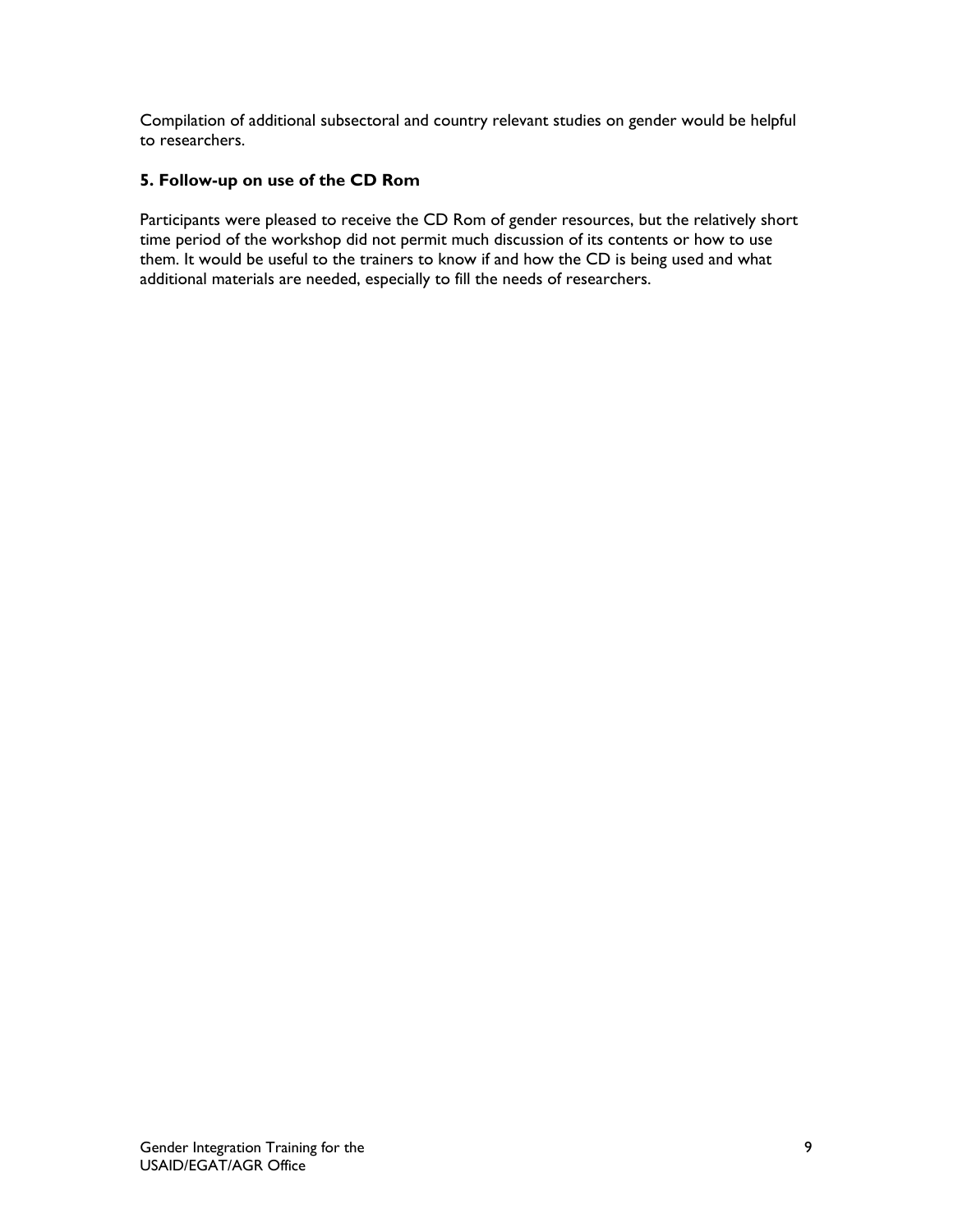Compilation of additional subsectoral and country relevant studies on gender would be helpful to researchers.

**5. Follow-up on use of the CD Rom**

Participants were pleased to receive the CD Rom of gender resources, but the relatively short time period of the workshop did not permit much discussion of its contents or how to use them. It would be useful to the trainers to know if and how the CD is being used and what additional materials are needed, especially to fill the needs of researchers.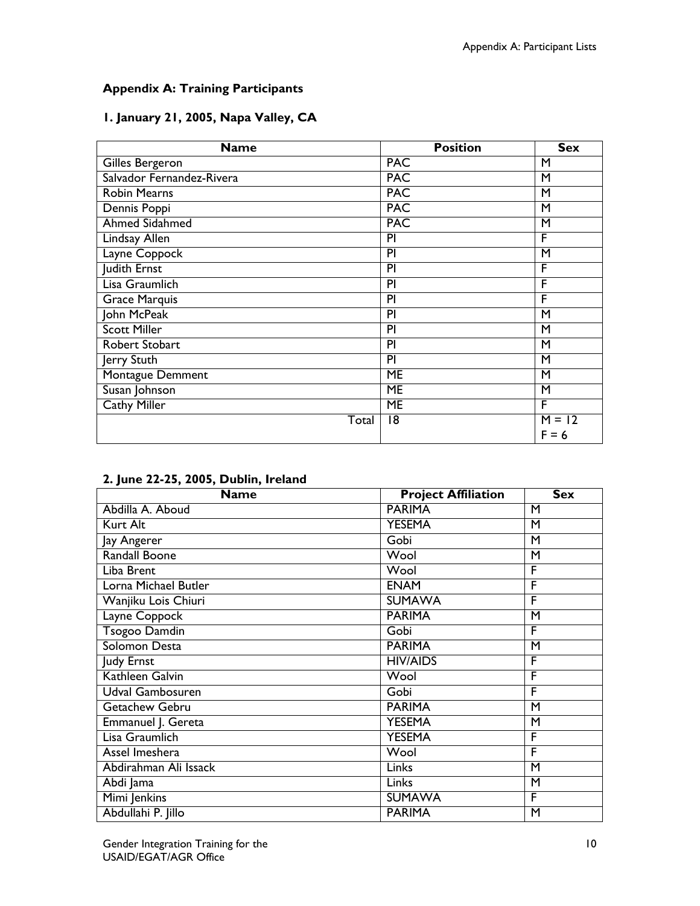## Appendix A: Training Participants

### 1. January 21, 2005, Napa Valley, CA

| Name | Position | Sex |
| --- | --- | --- |
| Gilles Bergeron | PAC | M |
| Salvador Fernandez-Rivera | PAC | M |
| Robin Mearns | PAC | M |
| Dennis Poppi | PAC | M |
| Ahmed Sidahmed | PAC | M |
| Lindsay Allen | PI | F |
| Layne Coppock | PI | M |
| Judith Ernst | PI | F |
| Lisa Graumlich | PI | F |
| Grace Marquis | PI | F |
| John McPeak | PI | M |
| Scott Miller | PI | M |
| Robert Stobart | PI | M |
| Jerry Stuth | PI | M |
| Montague Demment | ME | M |
| Susan Johnson | ME | M |
| Cathy Miller | ME | F |
| Total | 18 | M = 12<br>F = 6 |

### 2. June 22-25, 2005, Dublin, Ireland

| Name | Project Affiliation | Sex |
| --- | --- | --- |
| Abdilla A. Aboud | PARIMA | M |
| Kurt Alt | YESEMA | M |
| Jay Angerer | Gobi | M |
| Randall Boone | Wool | M |
| Liba Brent | Wool | F |
| Lorna Michael Butler | ENAM | F |
| Wanjiku Lois Chiuri | SUMAWA | F |
| Layne Coppock | PARIMA | M |
| Tsogoo Damdin | Gobi | F |
| Solomon Desta | PARIMA | M |
| Judy Ernst | HIV/AIDS | F |
| Kathleen Galvin | Wool | F |
| Udval Gambosuren | Gobi | F |
| Getachew Gebru | PARIMA | M |
| Emmanuel J. Gereta | YESEMA | M |
| Lisa Graumlich | YESEMA | F |
| Assel Imeshera | Wool | F |
| Abdirahman Ali Issack | Links | M |
| Abdi Jama | Links | M |
| Mimi Jenkins | SUMAWA | F |
| Abdullahi P. Jillo | PARIMA | M |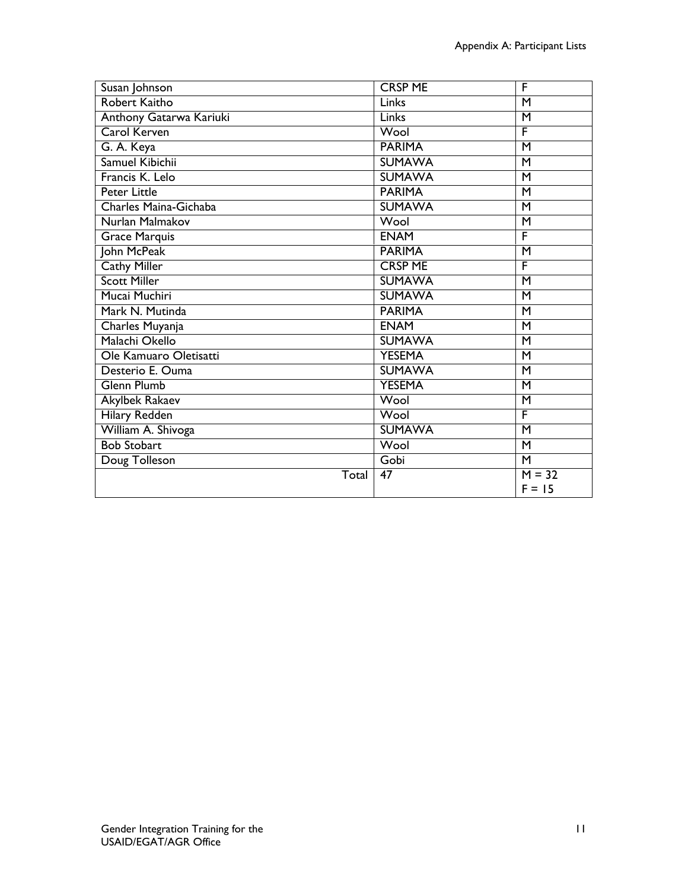| Susan Johnson | CRSP ME | F |
|---|---|---|
| Robert Kaitho | Links | M |
| Anthony Gatarwa Kariuki | Links | M |
| Carol Kerven | Wool | F |
| G. A. Keya | PARIMA | M |
| Samuel Kibichii | SUMAWA | M |
| Francis K. Lelo | SUMAWA | M |
| Peter Little | PARIMA | M |
| Charles Maina-Gichaba | SUMAWA | M |
| Nurlan Malmakov | Wool | M |
| Grace Marquis | ENAM | F |
| John McPeak | PARIMA | M |
| Cathy Miller | CRSP ME | F |
| Scott Miller | SUMAWA | M |
| Mucai Muchiri | SUMAWA | M |
| Mark N. Mutinda | PARIMA | M |
| Charles Muyanja | ENAM | M |
| Malachi Okello | SUMAWA | M |
| Ole Kamuaro Oletisatti | YESEMA | M |
| Desterio E. Ouma | SUMAWA | M |
| Glenn Plumb | YESEMA | M |
| Akylbek Rakaev | Wool | M |
| Hilary Redden | Wool | F |
| William A. Shivoga | SUMAWA | M |
| Bob Stobart | Wool | M |
| Doug Tolleson | Gobi | M |
| Total | 47 | M = 32<br>F = 15 |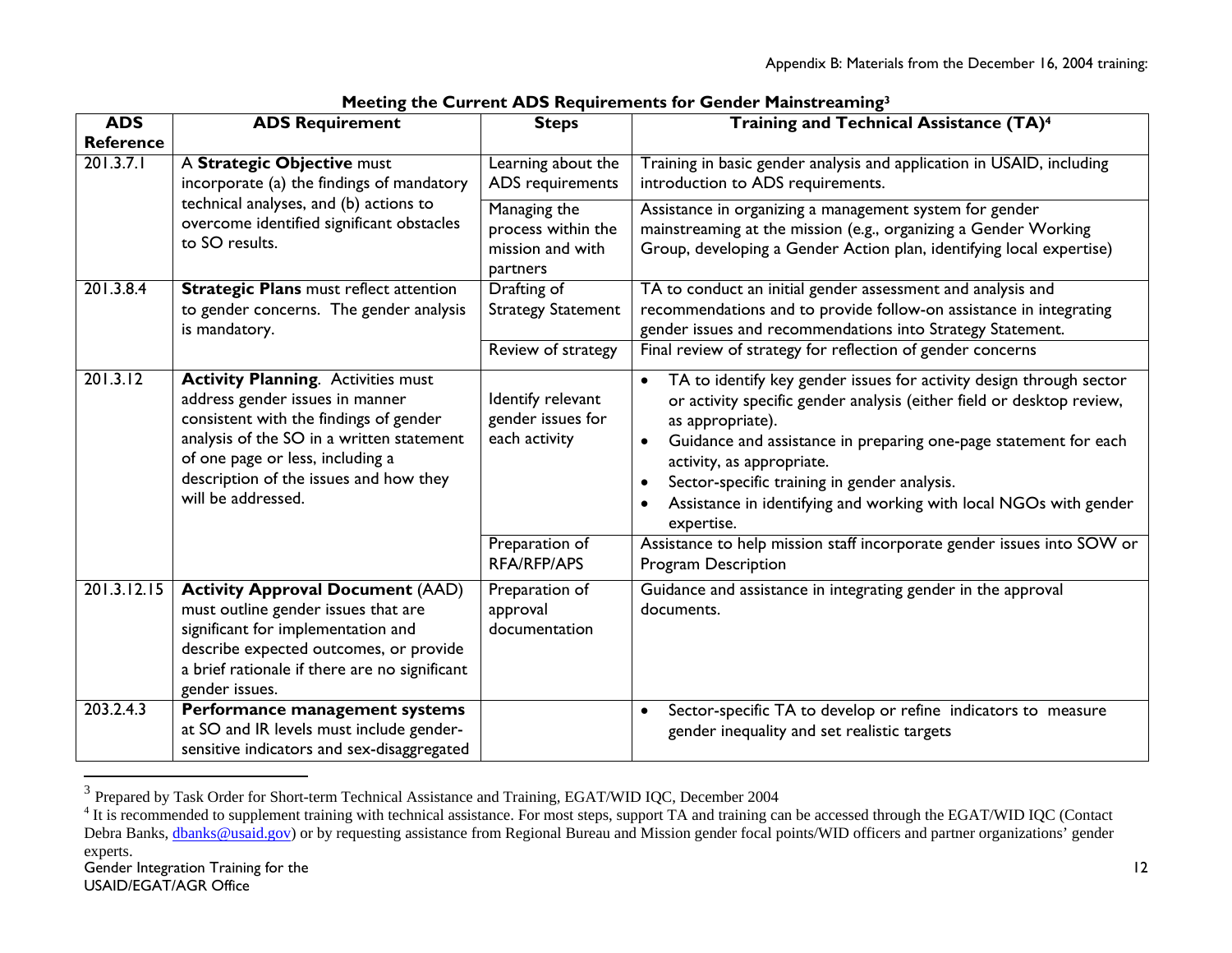**Meeting the Current ADS Requirements for Gender Mainstreaming**[3]

| ADS Reference | ADS Requirement | Steps | Training and Technical Assistance (TA)[4] |
|---|---|---|---|
| 201.3.7.1 | A **Strategic Objective** must incorporate (a) the findings of mandatory technical analyses, and (b) actions to overcome identified significant obstacles to SO results. | Learning about the ADS requirements | Training in basic gender analysis and application in USAID, including introduction to ADS requirements. |
| | | Managing the process within the mission and with partners | Assistance in organizing a management system for gender mainstreaming at the mission (e.g., organizing a Gender Working Group, developing a Gender Action plan, identifying local expertise) |
| 201.3.8.4 | **Strategic Plans** must reflect attention to gender concerns. The gender analysis is mandatory. | Drafting of Strategy Statement | TA to conduct an initial gender assessment and analysis and recommendations and to provide follow-on assistance in integrating gender issues and recommendations into Strategy Statement. |
| | | Review of strategy | Final review of strategy for reflection of gender concerns |
| 201.3.12 | **Activity Planning**. Activities must address gender issues in manner consistent with the findings of gender analysis of the SO in a written statement of one page or less, including a description of the issues and how they will be addressed. | Identify relevant gender issues for each activity | • TA to identify key gender issues for activity design through sector or activity specific gender analysis (either field or desktop review, as appropriate).<br>• Guidance and assistance in preparing one-page statement for each activity, as appropriate.<br>• Sector-specific training in gender analysis.<br>• Assistance in identifying and working with local NGOs with gender expertise. |
| | | Preparation of RFA/RFP/APS | Assistance to help mission staff incorporate gender issues into SOW or Program Description |
| 201.3.12.15 | **Activity Approval Document** (AAD) must outline gender issues that are significant for implementation and describe expected outcomes, or provide a brief rationale if there are no significant gender issues. | Preparation of approval documentation | Guidance and assistance in integrating gender in the approval documents. |
| 203.2.4.3 | **Performance management systems** at SO and IR levels must include gender-sensitive indicators and sex-disaggregated | | • Sector-specific TA to develop or refine indicators to measure gender inequality and set realistic targets |

[3] Prepared by Task Order for Short-term Technical Assistance and Training, EGAT/WID IQC, December 2004

[4] It is recommended to supplement training with technical assistance. For most steps, support TA and training can be accessed through the EGAT/WID IQC (Contact Debra Banks, dbanks@usaid.gov) or by requesting assistance from Regional Bureau and Mission gender focal points/WID officers and partner organizations' gender experts.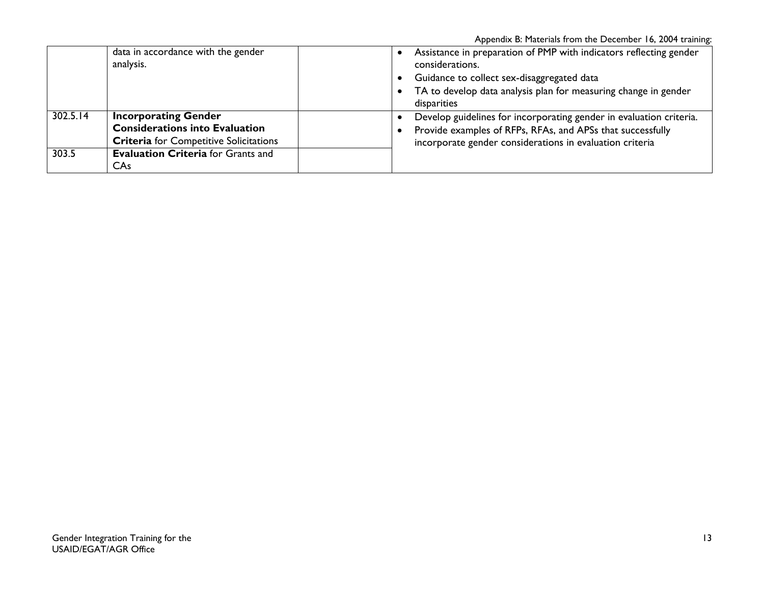| | | | |
|---|---|---|---|
| | data in accordance with the gender analysis. | | • Assistance in preparation of PMP with indicators reflecting gender considerations.<br>• Guidance to collect sex-disaggregated data<br>• TA to develop data analysis plan for measuring change in gender disparities |
| 302.5.14 | **Incorporating Gender Considerations into Evaluation Criteria** for Competitive Solicitations | | • Develop guidelines for incorporating gender in evaluation criteria.<br>• Provide examples of RFPs, RFAs, and APSs that successfully incorporate gender considerations in evaluation criteria |
| 303.5 | **Evaluation Criteria** for Grants and CAs | | |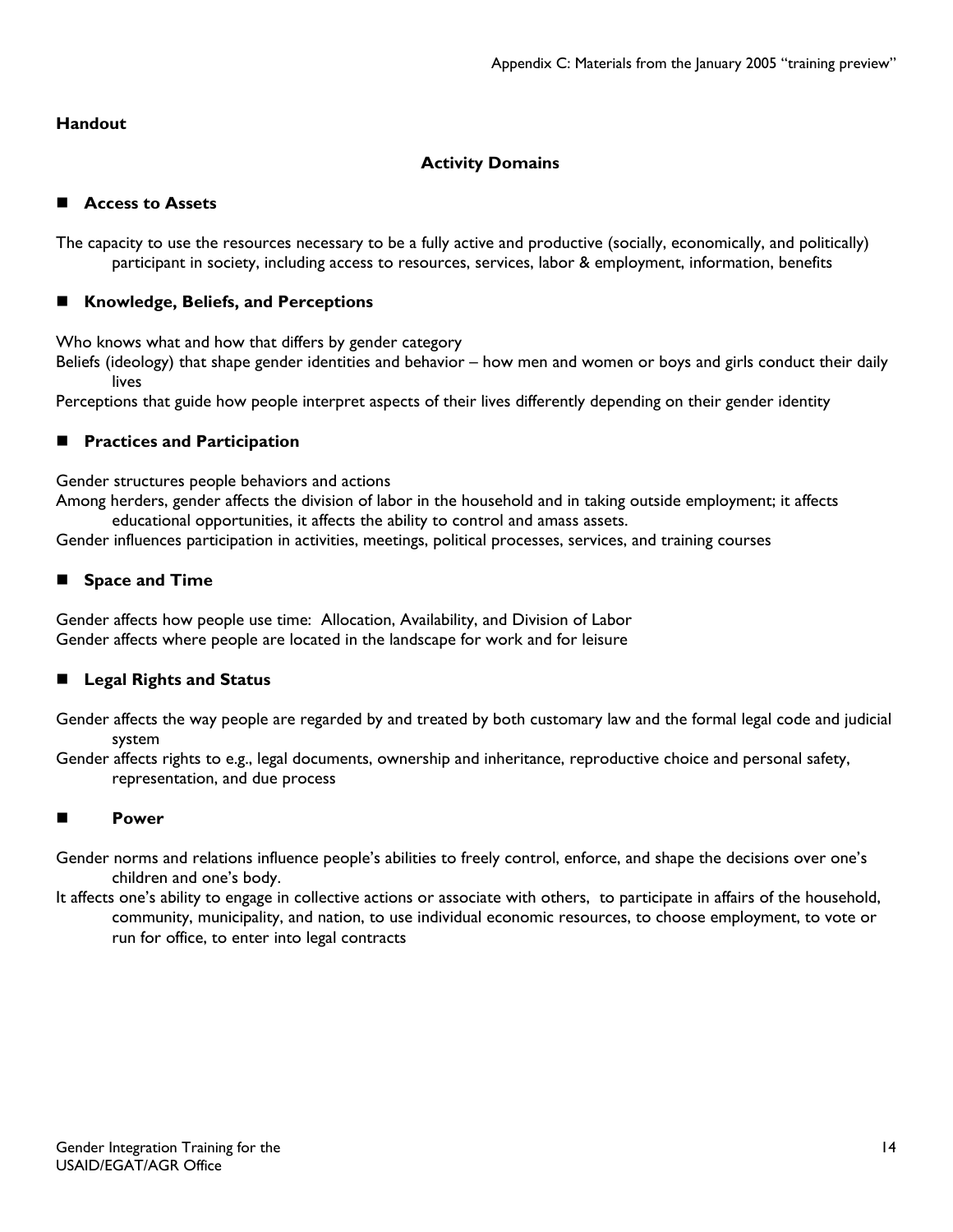**Handout**

## Activity Domains

### Access to Assets

The capacity to use the resources necessary to be a fully active and productive (socially, economically, and politically) participant in society, including access to resources, services, labor & employment, information, benefits

### Knowledge, Beliefs, and Perceptions

Who knows what and how that differs by gender category

Beliefs (ideology) that shape gender identities and behavior – how men and women or boys and girls conduct their daily lives

Perceptions that guide how people interpret aspects of their lives differently depending on their gender identity

### Practices and Participation

Gender structures people behaviors and actions

Among herders, gender affects the division of labor in the household and in taking outside employment; it affects educational opportunities, it affects the ability to control and amass assets.

Gender influences participation in activities, meetings, political processes, services, and training courses

### Space and Time

Gender affects how people use time: Allocation, Availability, and Division of Labor

Gender affects where people are located in the landscape for work and for leisure

### Legal Rights and Status

Gender affects the way people are regarded by and treated by both customary law and the formal legal code and judicial system

Gender affects rights to e.g., legal documents, ownership and inheritance, reproductive choice and personal safety, representation, and due process

### Power

Gender norms and relations influence people's abilities to freely control, enforce, and shape the decisions over one's children and one's body.

It affects one's ability to engage in collective actions or associate with others, to participate in affairs of the household, community, municipality, and nation, to use individual economic resources, to choose employment, to vote or run for office, to enter into legal contracts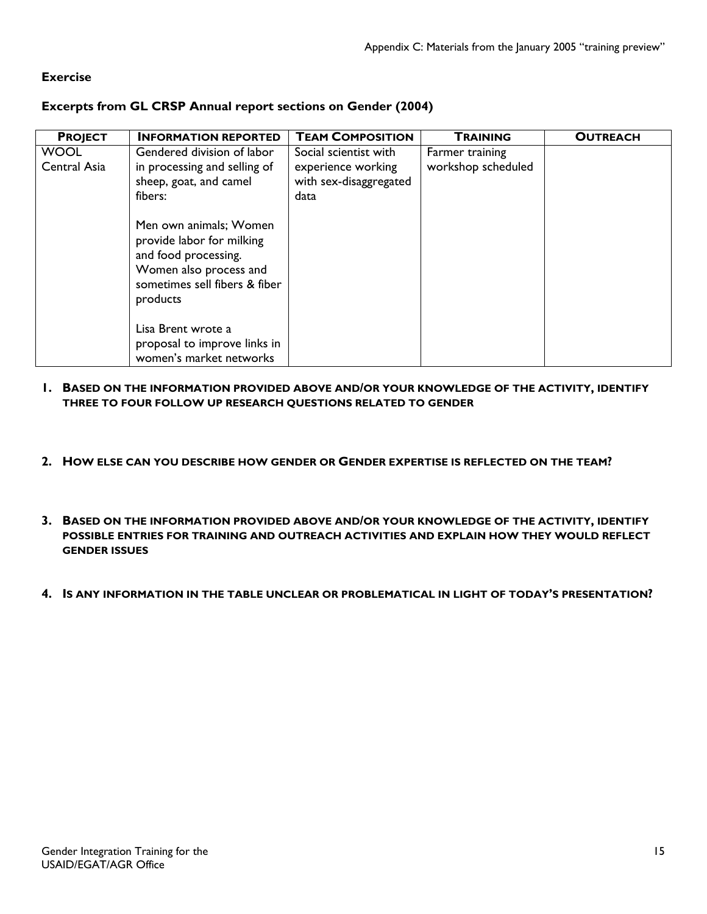**Exercise**

**Excerpts from GL CRSP Annual report sections on Gender (2004)**

| PROJECT | INFORMATION REPORTED | TEAM COMPOSITION | TRAINING | OUTREACH |
| --- | --- | --- | --- | --- |
| WOOL Central Asia | Gendered division of labor in processing and selling of sheep, goat, and camel fibers:<br><br>Men own animals; Women provide labor for milking and food processing. Women also process and sometimes sell fibers & fiber products<br><br>Lisa Brent wrote a proposal to improve links in women's market networks | Social scientist with experience working with sex-disaggregated data | Farmer training workshop scheduled | |

1. **BASED ON THE INFORMATION PROVIDED ABOVE AND/OR YOUR KNOWLEDGE OF THE ACTIVITY, IDENTIFY THREE TO FOUR FOLLOW UP RESEARCH QUESTIONS RELATED TO GENDER**

2. **HOW ELSE CAN YOU DESCRIBE HOW GENDER OR GENDER EXPERTISE IS REFLECTED ON THE TEAM?**

3. **BASED ON THE INFORMATION PROVIDED ABOVE AND/OR YOUR KNOWLEDGE OF THE ACTIVITY, IDENTIFY POSSIBLE ENTRIES FOR TRAINING AND OUTREACH ACTIVITIES AND EXPLAIN HOW THEY WOULD REFLECT GENDER ISSUES**

4. **IS ANY INFORMATION IN THE TABLE UNCLEAR OR PROBLEMATICAL IN LIGHT OF TODAY'S PRESENTATION?**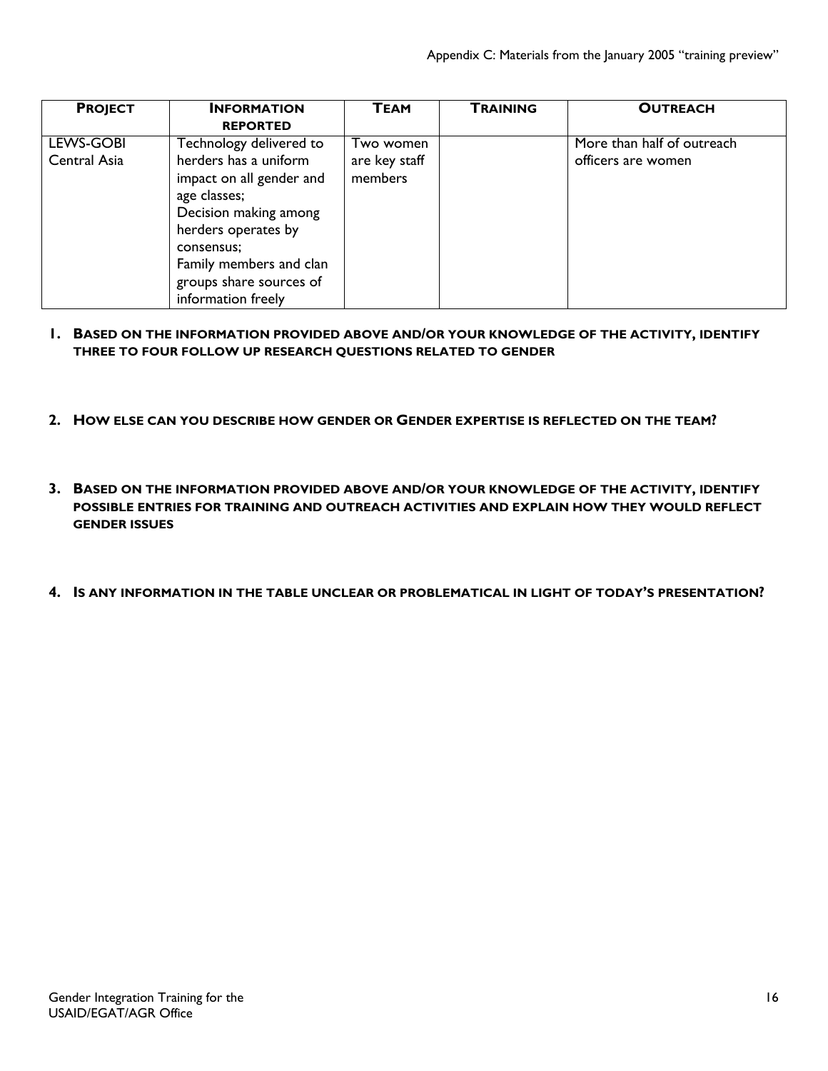| **PROJECT** | **INFORMATION REPORTED** | **TEAM** | **TRAINING** | **OUTREACH** |
|---|---|---|---|---|
| LEWS-GOBI Central Asia | Technology delivered to herders has a uniform impact on all gender and age classes; Decision making among herders operates by consensus; Family members and clan groups share sources of information freely | Two women are key staff members | | More than half of outreach officers are women |

1. **BASED ON THE INFORMATION PROVIDED ABOVE AND/OR YOUR KNOWLEDGE OF THE ACTIVITY, IDENTIFY THREE TO FOUR FOLLOW UP RESEARCH QUESTIONS RELATED TO GENDER**

2. **HOW ELSE CAN YOU DESCRIBE HOW GENDER OR GENDER EXPERTISE IS REFLECTED ON THE TEAM?**

3. **BASED ON THE INFORMATION PROVIDED ABOVE AND/OR YOUR KNOWLEDGE OF THE ACTIVITY, IDENTIFY POSSIBLE ENTRIES FOR TRAINING AND OUTREACH ACTIVITIES AND EXPLAIN HOW THEY WOULD REFLECT GENDER ISSUES**

4. **IS ANY INFORMATION IN THE TABLE UNCLEAR OR PROBLEMATICAL IN LIGHT OF TODAY'S PRESENTATION?**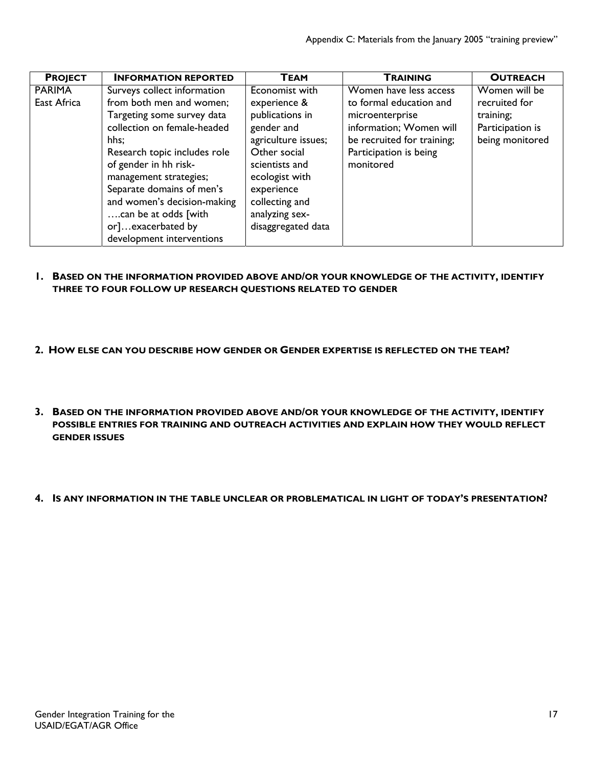| **PROJECT** | **INFORMATION REPORTED** | **TEAM** | **TRAINING** | **OUTREACH** |
|---|---|---|---|---|
| PARIMA East Africa | Surveys collect information from both men and women; Targeting some survey data collection on female-headed hhs; Research topic includes role of gender in hh risk-management strategies; Separate domains of men's and women's decision-making ….can be at odds [with or]…exacerbated by development interventions | Economist with experience & publications in gender and agriculture issues; Other social scientists and ecologist with experience collecting and analyzing sex-disaggregated data | Women have less access to formal education and microenterprise information; Women will be recruited for training; Participation is being monitored | Women will be recruited for training; Participation is being monitored |

1. **BASED ON THE INFORMATION PROVIDED ABOVE AND/OR YOUR KNOWLEDGE OF THE ACTIVITY, IDENTIFY THREE TO FOUR FOLLOW UP RESEARCH QUESTIONS RELATED TO GENDER**

2. **HOW ELSE CAN YOU DESCRIBE HOW GENDER OR GENDER EXPERTISE IS REFLECTED ON THE TEAM?**

3. **BASED ON THE INFORMATION PROVIDED ABOVE AND/OR YOUR KNOWLEDGE OF THE ACTIVITY, IDENTIFY POSSIBLE ENTRIES FOR TRAINING AND OUTREACH ACTIVITIES AND EXPLAIN HOW THEY WOULD REFLECT GENDER ISSUES**

4. **IS ANY INFORMATION IN THE TABLE UNCLEAR OR PROBLEMATICAL IN LIGHT OF TODAY'S PRESENTATION?**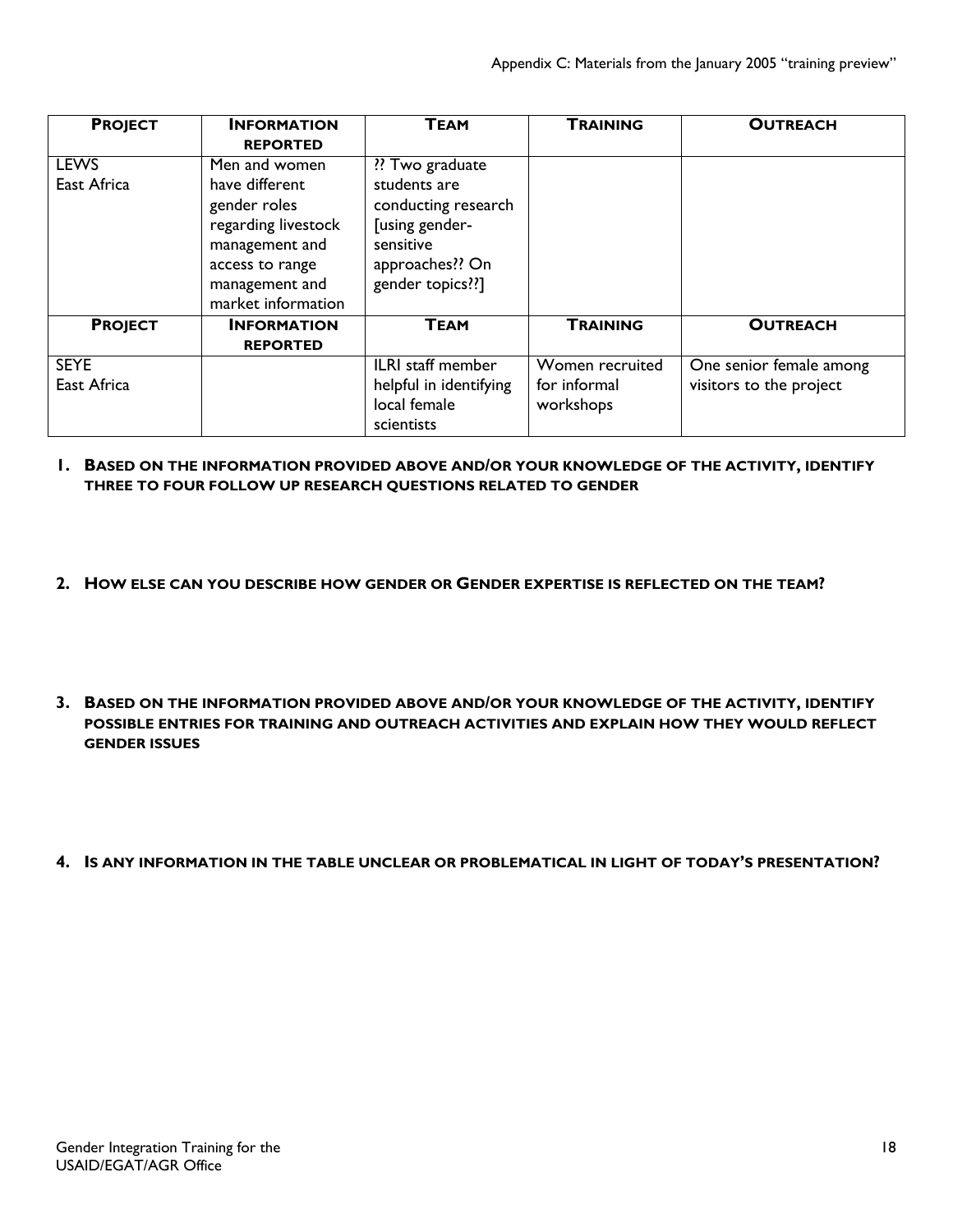| **PROJECT** | **INFORMATION REPORTED** | **TEAM** | **TRAINING** | **OUTREACH** |
|---|---|---|---|---|
| LEWS East Africa | Men and women have different gender roles regarding livestock management and access to range management and market information | ?? Two graduate students are conducting research [using gender-sensitive approaches?? On gender topics??] | | |
| **PROJECT** | **INFORMATION REPORTED** | **TEAM** | **TRAINING** | **OUTREACH** |
| SEYE East Africa | | ILRI staff member helpful in identifying local female scientists | Women recruited for informal workshops | One senior female among visitors to the project |

1. **BASED ON THE INFORMATION PROVIDED ABOVE AND/OR YOUR KNOWLEDGE OF THE ACTIVITY, IDENTIFY THREE TO FOUR FOLLOW UP RESEARCH QUESTIONS RELATED TO GENDER**

2. **HOW ELSE CAN YOU DESCRIBE HOW GENDER OR GENDER EXPERTISE IS REFLECTED ON THE TEAM?**

3. **BASED ON THE INFORMATION PROVIDED ABOVE AND/OR YOUR KNOWLEDGE OF THE ACTIVITY, IDENTIFY POSSIBLE ENTRIES FOR TRAINING AND OUTREACH ACTIVITIES AND EXPLAIN HOW THEY WOULD REFLECT GENDER ISSUES**

4. **IS ANY INFORMATION IN THE TABLE UNCLEAR OR PROBLEMATICAL IN LIGHT OF TODAY'S PRESENTATION?**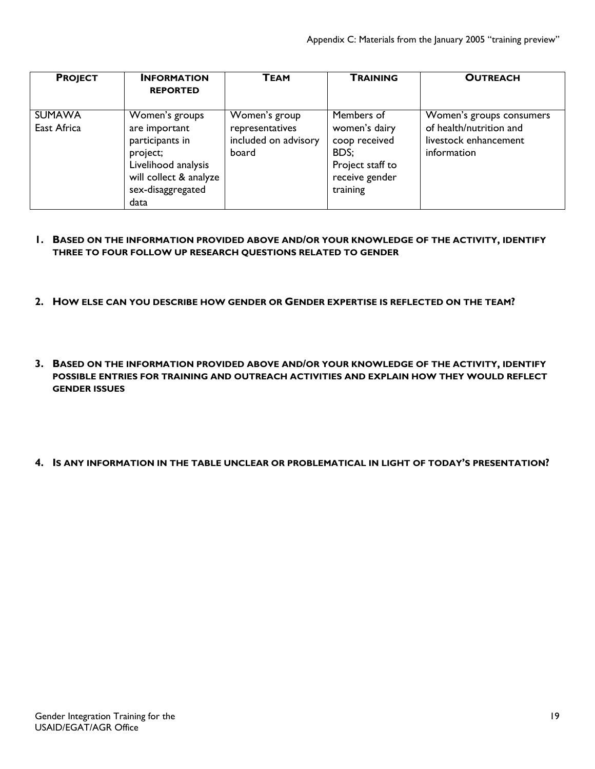| **PROJECT** | **INFORMATION REPORTED** | **TEAM** | **TRAINING** | **OUTREACH** |
|---|---|---|---|---|
| SUMAWA East Africa | Women's groups are important participants in project; Livelihood analysis will collect & analyze sex-disaggregated data | Women's group representatives included on advisory board | Members of women's dairy coop received BDS; Project staff to receive gender training | Women's groups consumers of health/nutrition and livestock enhancement information |

1. **BASED ON THE INFORMATION PROVIDED ABOVE AND/OR YOUR KNOWLEDGE OF THE ACTIVITY, IDENTIFY THREE TO FOUR FOLLOW UP RESEARCH QUESTIONS RELATED TO GENDER**

2. **HOW ELSE CAN YOU DESCRIBE HOW GENDER OR GENDER EXPERTISE IS REFLECTED ON THE TEAM?**

3. **BASED ON THE INFORMATION PROVIDED ABOVE AND/OR YOUR KNOWLEDGE OF THE ACTIVITY, IDENTIFY POSSIBLE ENTRIES FOR TRAINING AND OUTREACH ACTIVITIES AND EXPLAIN HOW THEY WOULD REFLECT GENDER ISSUES**

4. **IS ANY INFORMATION IN THE TABLE UNCLEAR OR PROBLEMATICAL IN LIGHT OF TODAY'S PRESENTATION?**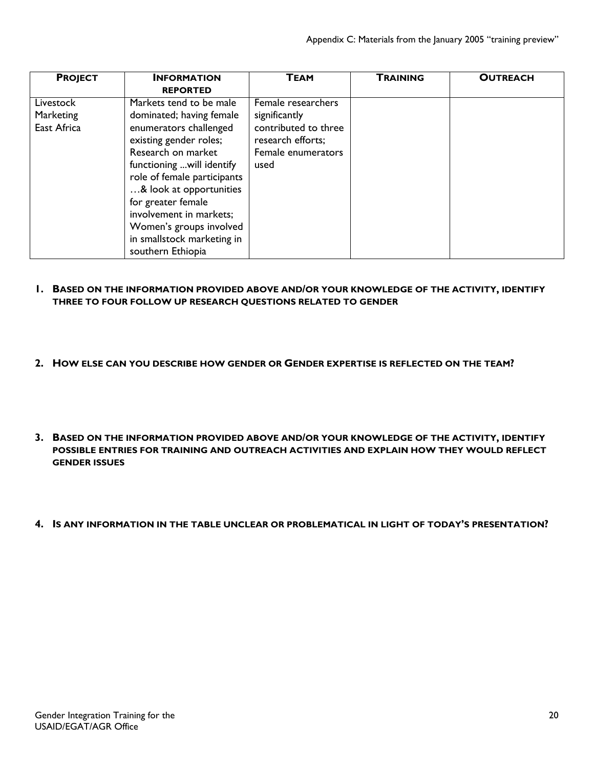| **PROJECT** | **INFORMATION REPORTED** | **TEAM** | **TRAINING** | **OUTREACH** |
|---|---|---|---|---|
| Livestock Marketing East Africa | Markets tend to be male dominated; having female enumerators challenged existing gender roles; Research on market functioning ...will identify role of female participants …& look at opportunities for greater female involvement in markets; Women's groups involved in smallstock marketing in southern Ethiopia | Female researchers significantly contributed to three research efforts; Female enumerators used | | |

1. **BASED ON THE INFORMATION PROVIDED ABOVE AND/OR YOUR KNOWLEDGE OF THE ACTIVITY, IDENTIFY THREE TO FOUR FOLLOW UP RESEARCH QUESTIONS RELATED TO GENDER**

2. **HOW ELSE CAN YOU DESCRIBE HOW GENDER OR GENDER EXPERTISE IS REFLECTED ON THE TEAM?**

3. **BASED ON THE INFORMATION PROVIDED ABOVE AND/OR YOUR KNOWLEDGE OF THE ACTIVITY, IDENTIFY POSSIBLE ENTRIES FOR TRAINING AND OUTREACH ACTIVITIES AND EXPLAIN HOW THEY WOULD REFLECT GENDER ISSUES**

4. **IS ANY INFORMATION IN THE TABLE UNCLEAR OR PROBLEMATICAL IN LIGHT OF TODAY'S PRESENTATION?**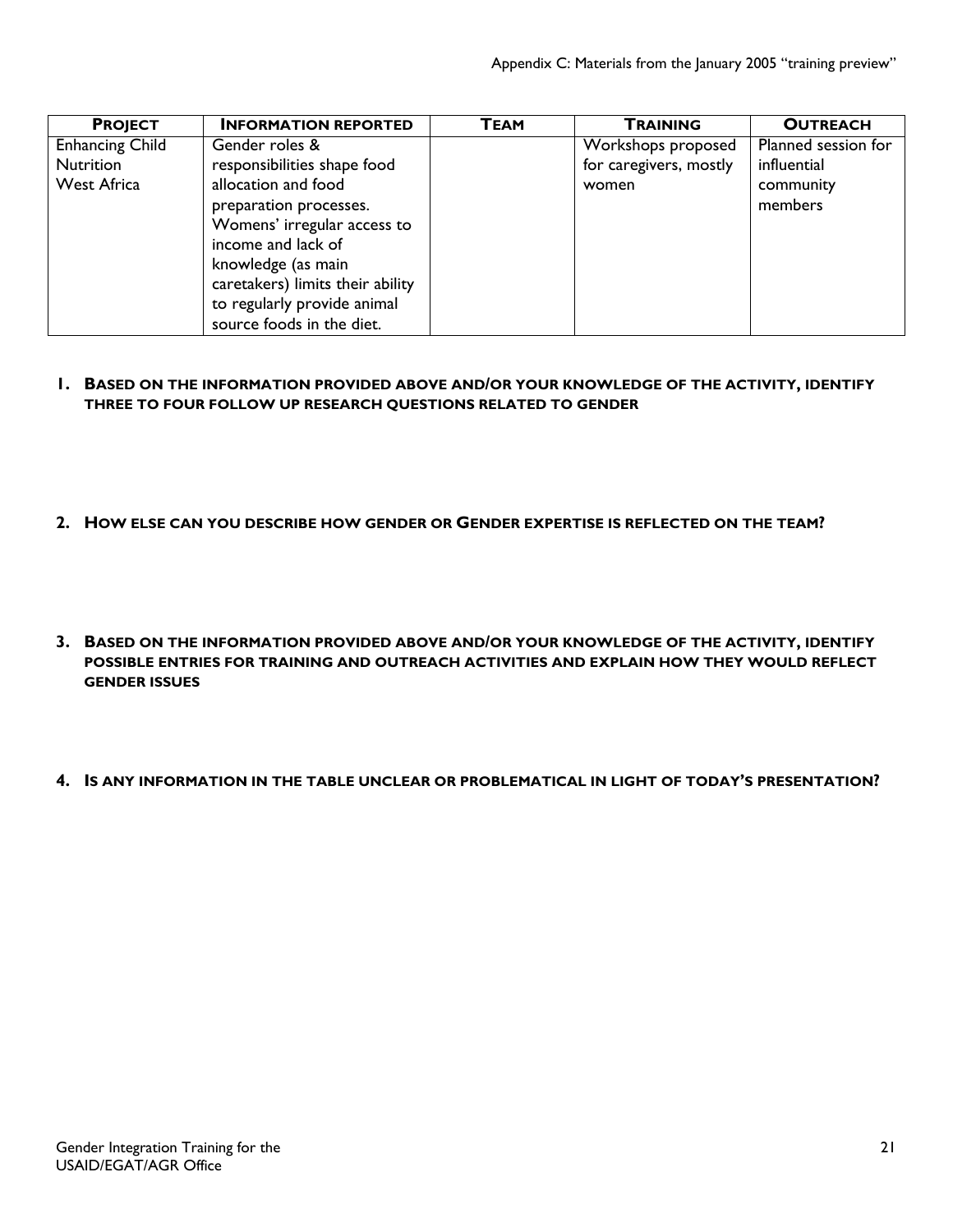| PROJECT | INFORMATION REPORTED | TEAM | TRAINING | OUTREACH |
|---|---|---|---|---|
| Enhancing Child Nutrition West Africa | Gender roles & responsibilities shape food allocation and food preparation processes. Womens' irregular access to income and lack of knowledge (as main caretakers) limits their ability to regularly provide animal source foods in the diet. | | Workshops proposed for caregivers, mostly women | Planned session for influential community members |

1. **BASED ON THE INFORMATION PROVIDED ABOVE AND/OR YOUR KNOWLEDGE OF THE ACTIVITY, IDENTIFY THREE TO FOUR FOLLOW UP RESEARCH QUESTIONS RELATED TO GENDER**

2. **HOW ELSE CAN YOU DESCRIBE HOW GENDER OR GENDER EXPERTISE IS REFLECTED ON THE TEAM?**

3. **BASED ON THE INFORMATION PROVIDED ABOVE AND/OR YOUR KNOWLEDGE OF THE ACTIVITY, IDENTIFY POSSIBLE ENTRIES FOR TRAINING AND OUTREACH ACTIVITIES AND EXPLAIN HOW THEY WOULD REFLECT GENDER ISSUES**

4. **IS ANY INFORMATION IN THE TABLE UNCLEAR OR PROBLEMATICAL IN LIGHT OF TODAY'S PRESENTATION?**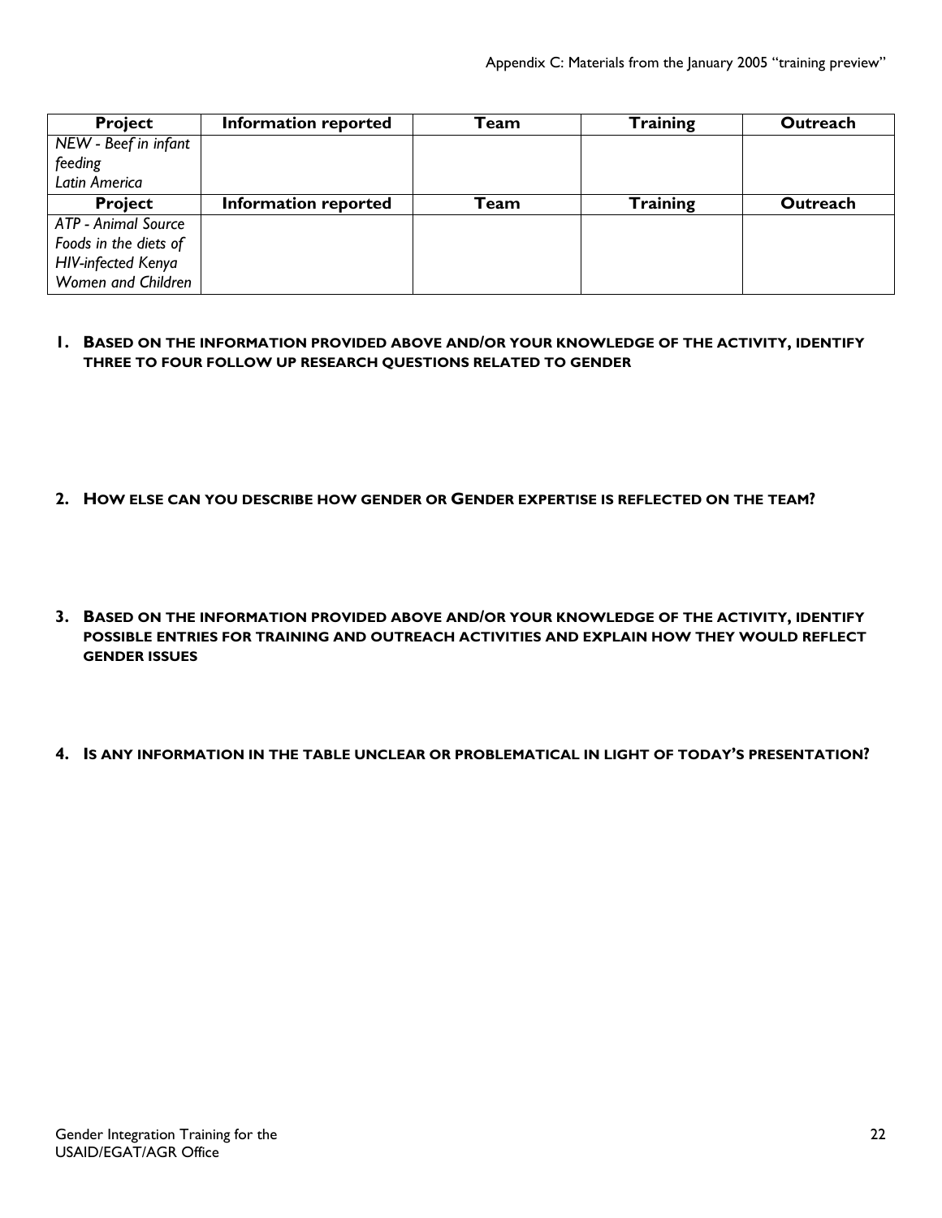| Project | Information reported | Team | Training | Outreach |
| --- | --- | --- | --- | --- |
| *NEW - Beef in infant feeding Latin America* | | | | |
| **Project** | **Information reported** | **Team** | **Training** | **Outreach** |
| *ATP - Animal Source Foods in the diets of HIV-infected Kenya Women and Children* | | | | |

1. **BASED ON THE INFORMATION PROVIDED ABOVE AND/OR YOUR KNOWLEDGE OF THE ACTIVITY, IDENTIFY THREE TO FOUR FOLLOW UP RESEARCH QUESTIONS RELATED TO GENDER**

2. **HOW ELSE CAN YOU DESCRIBE HOW GENDER OR GENDER EXPERTISE IS REFLECTED ON THE TEAM?**

3. **BASED ON THE INFORMATION PROVIDED ABOVE AND/OR YOUR KNOWLEDGE OF THE ACTIVITY, IDENTIFY POSSIBLE ENTRIES FOR TRAINING AND OUTREACH ACTIVITIES AND EXPLAIN HOW THEY WOULD REFLECT GENDER ISSUES**

4. **IS ANY INFORMATION IN THE TABLE UNCLEAR OR PROBLEMATICAL IN LIGHT OF TODAY'S PRESENTATION?**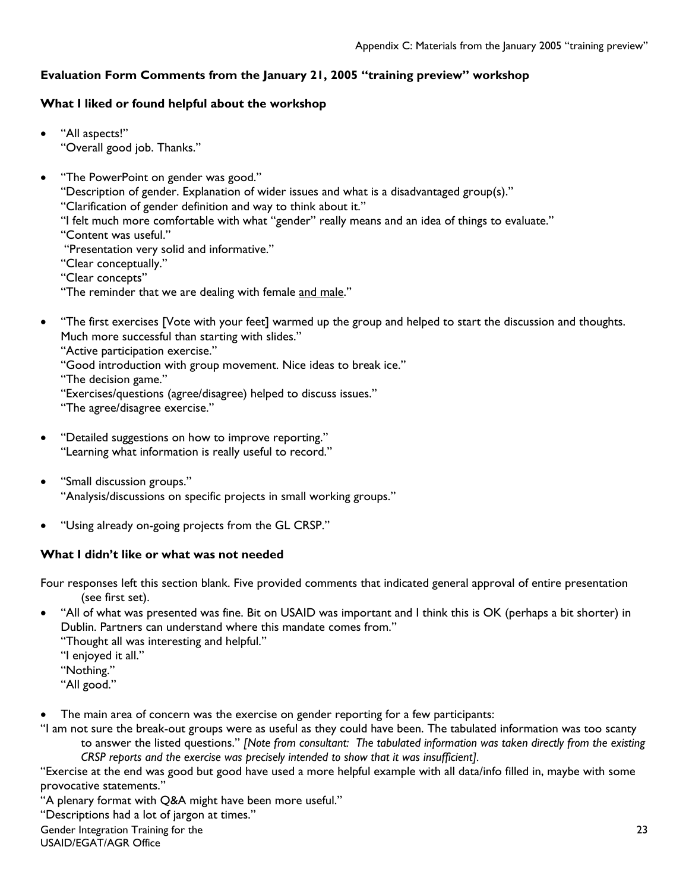### Evaluation Form Comments from the January 21, 2005 "training preview" workshop

### What I liked or found helpful about the workshop

- "All aspects!"
  "Overall good job. Thanks."

- "The PowerPoint on gender was good."
  "Description of gender. Explanation of wider issues and what is a disadvantaged group(s)."
  "Clarification of gender definition and way to think about it."
  "I felt much more comfortable with what "gender" really means and an idea of things to evaluate."
  "Content was useful."
  "Presentation very solid and informative."
  "Clear conceptually."
  "Clear concepts"
  "The reminder that we are dealing with female and male."

- "The first exercises [Vote with your feet] warmed up the group and helped to start the discussion and thoughts. Much more successful than starting with slides."
  "Active participation exercise."
  "Good introduction with group movement. Nice ideas to break ice."
  "The decision game."
  "Exercises/questions (agree/disagree) helped to discuss issues."
  "The agree/disagree exercise."

- "Detailed suggestions on how to improve reporting."
  "Learning what information is really useful to record."

- "Small discussion groups."
  "Analysis/discussions on specific projects in small working groups."

- "Using already on-going projects from the GL CRSP."

### What I didn't like or what was not needed

Four responses left this section blank. Five provided comments that indicated general approval of entire presentation (see first set).

- "All of what was presented was fine. Bit on USAID was important and I think this is OK (perhaps a bit shorter) in Dublin. Partners can understand where this mandate comes from."
  "Thought all was interesting and helpful."
  "I enjoyed it all."
  "Nothing."
  "All good."

- The main area of concern was the exercise on gender reporting for a few participants:

"I am not sure the break-out groups were as useful as they could have been. The tabulated information was too scanty to answer the listed questions." *[Note from consultant: The tabulated information was taken directly from the existing CRSP reports and the exercise was precisely intended to show that it was insufficient].*

"Exercise at the end was good but good have used a more helpful example with all data/info filled in, maybe with some provocative statements."

"A plenary format with Q&A might have been more useful."

"Descriptions had a lot of jargon at times."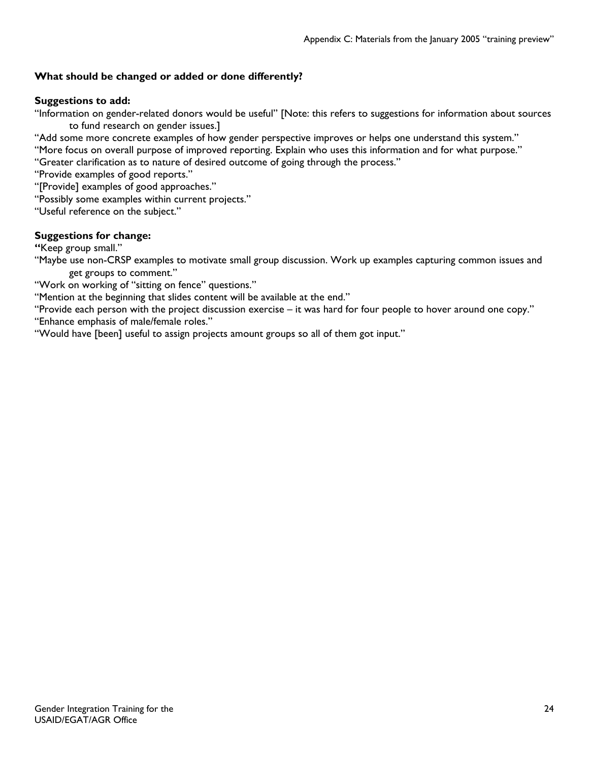**What should be changed or added or done differently?**

**Suggestions to add:**

"Information on gender-related donors would be useful" [Note: this refers to suggestions for information about sources to fund research on gender issues.]

"Add some more concrete examples of how gender perspective improves or helps one understand this system."

"More focus on overall purpose of improved reporting. Explain who uses this information and for what purpose."

"Greater clarification as to nature of desired outcome of going through the process."

"Provide examples of good reports."

"[Provide] examples of good approaches."

"Possibly some examples within current projects."

"Useful reference on the subject."

**Suggestions for change:**

**"**Keep group small."

"Maybe use non-CRSP examples to motivate small group discussion. Work up examples capturing common issues and get groups to comment."

"Work on working of "sitting on fence" questions."

"Mention at the beginning that slides content will be available at the end."

"Provide each person with the project discussion exercise – it was hard for four people to hover around one copy."

"Enhance emphasis of male/female roles."

"Would have [been] useful to assign projects amount groups so all of them got input."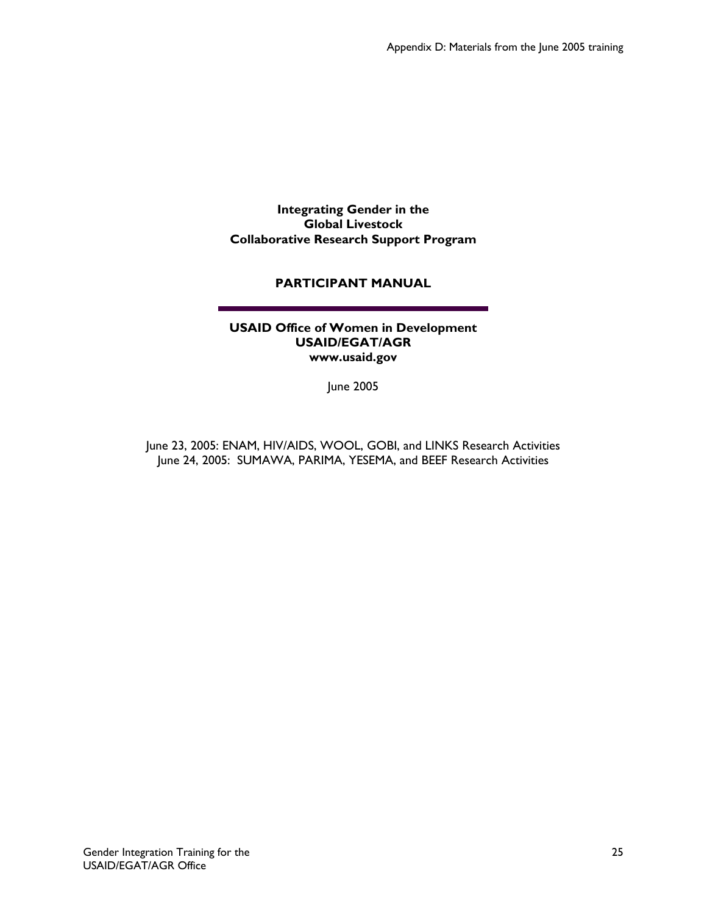**Integrating Gender in the Global Livestock Collaborative Research Support Program**

# PARTICIPANT MANUAL

---

**USAID Office of Women in Development**
**USAID/EGAT/AGR**
**www.usaid.gov**

June 2005

June 23, 2005: ENAM, HIV/AIDS, WOOL, GOBI, and LINKS Research Activities
June 24, 2005: SUMAWA, PARIMA, YESEMA, and BEEF Research Activities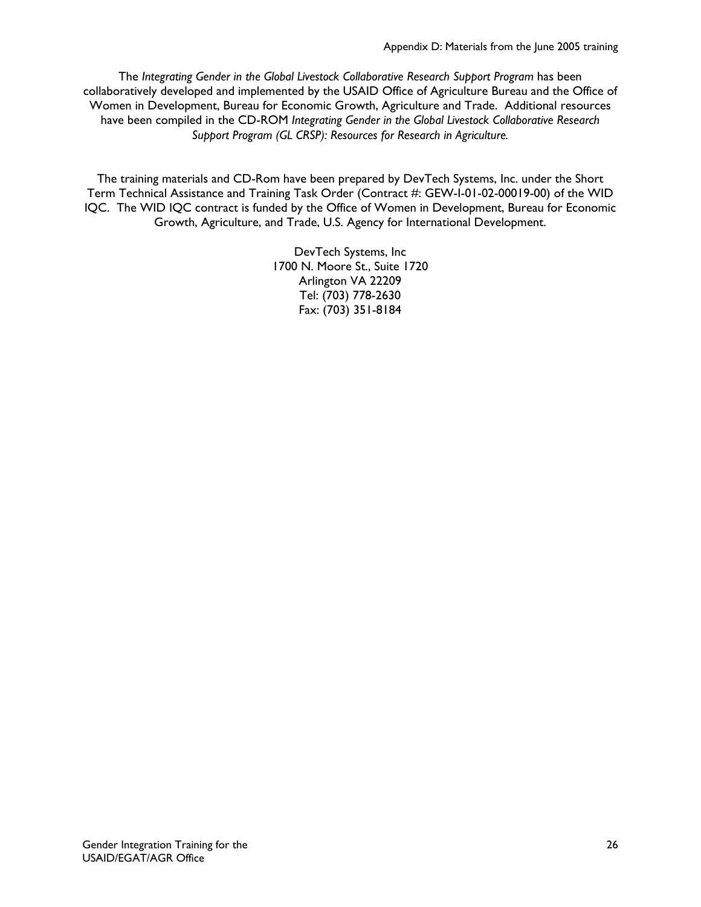The *Integrating Gender in the Global Livestock Collaborative Research Support Program* has been collaboratively developed and implemented by the USAID Office of Agriculture Bureau and the Office of Women in Development, Bureau for Economic Growth, Agriculture and Trade. Additional resources have been compiled in the CD-ROM *Integrating Gender in the Global Livestock Collaborative Research Support Program (GL CRSP): Resources for Research in Agriculture.*

The training materials and CD-Rom have been prepared by DevTech Systems, Inc. under the Short Term Technical Assistance and Training Task Order (Contract #: GEW-I-01-02-00019-00) of the WID IQC. The WID IQC contract is funded by the Office of Women in Development, Bureau for Economic Growth, Agriculture, and Trade, U.S. Agency for International Development.

DevTech Systems, Inc
1700 N. Moore St., Suite 1720
Arlington VA 22209
Tel: (703) 778-2630
Fax: (703) 351-8184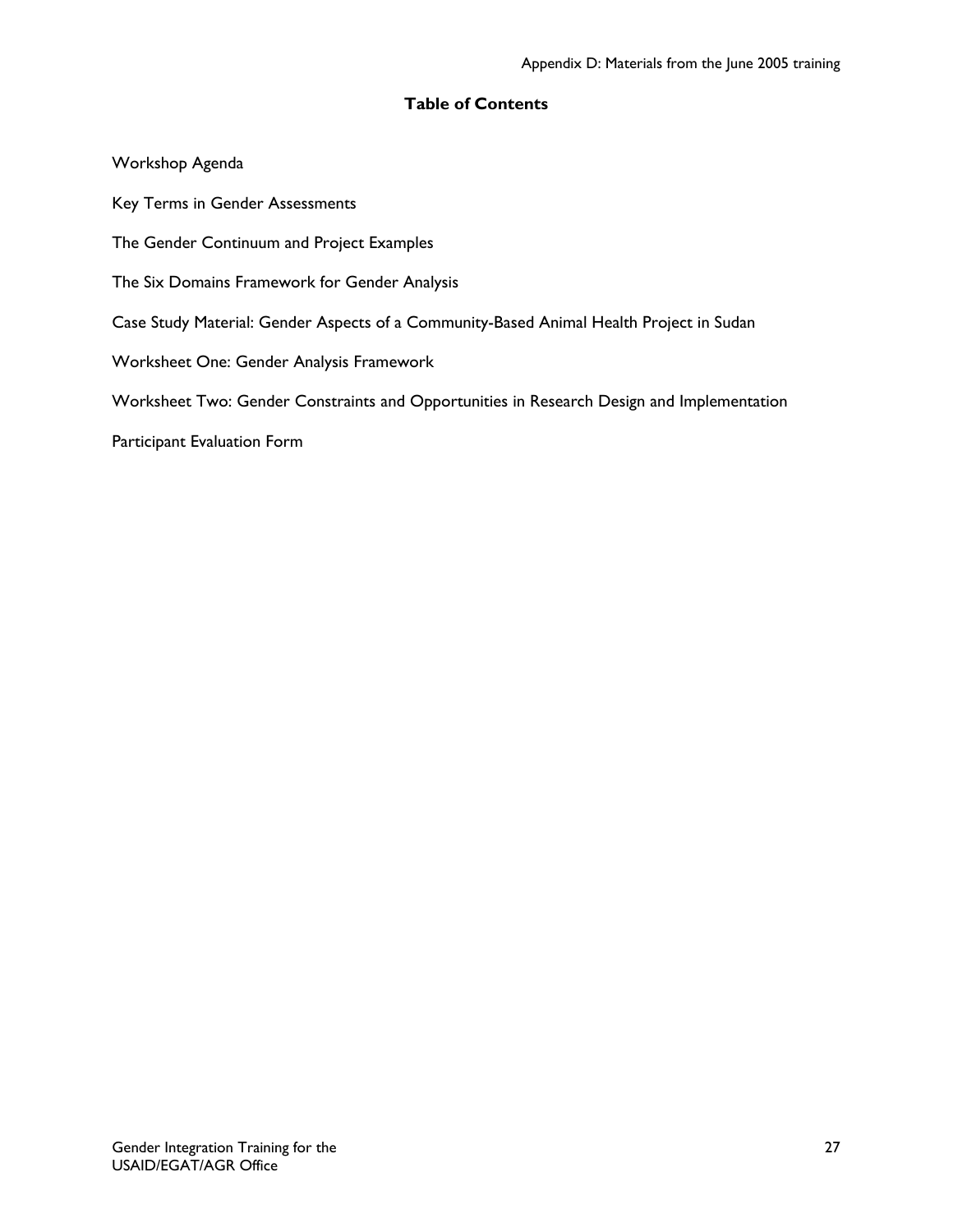## Table of Contents

Workshop Agenda

Key Terms in Gender Assessments

The Gender Continuum and Project Examples

The Six Domains Framework for Gender Analysis

Case Study Material: Gender Aspects of a Community-Based Animal Health Project in Sudan

Worksheet One: Gender Analysis Framework

Worksheet Two: Gender Constraints and Opportunities in Research Design and Implementation

Participant Evaluation Form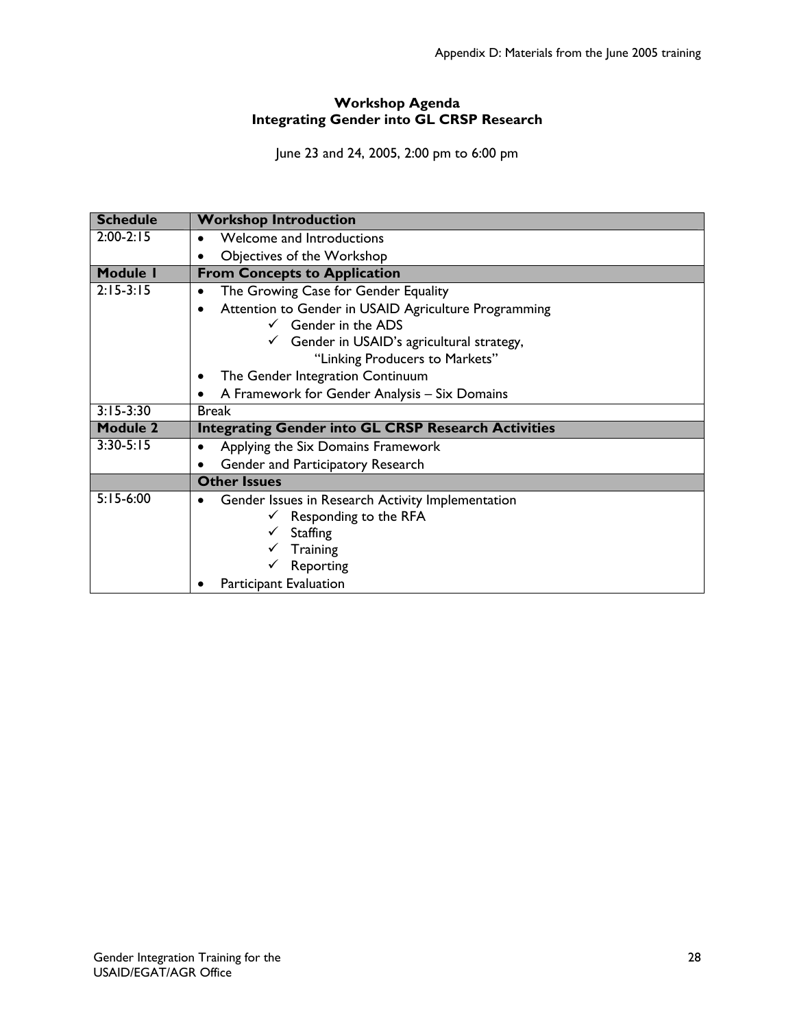**Workshop Agenda**
**Integrating Gender into GL CRSP Research**

June 23 and 24, 2005, 2:00 pm to 6:00 pm

| Schedule | Workshop Introduction |
|---|---|
| 2:00-2:15 | • Welcome and Introductions<br>• Objectives of the Workshop |
| **Module 1** | **From Concepts to Application** |
| 2:15-3:15 | • The Growing Case for Gender Equality<br>• Attention to Gender in USAID Agriculture Programming<br>✓ Gender in the ADS<br>✓ Gender in USAID's agricultural strategy, "Linking Producers to Markets"<br>• The Gender Integration Continuum<br>• A Framework for Gender Analysis – Six Domains |
| 3:15-3:30 | Break |
| **Module 2** | **Integrating Gender into GL CRSP Research Activities** |
| 3:30-5:15 | • Applying the Six Domains Framework<br>• Gender and Participatory Research |
| | **Other Issues** |
| 5:15-6:00 | • Gender Issues in Research Activity Implementation<br>✓ Responding to the RFA<br>✓ Staffing<br>✓ Training<br>✓ Reporting<br>• Participant Evaluation |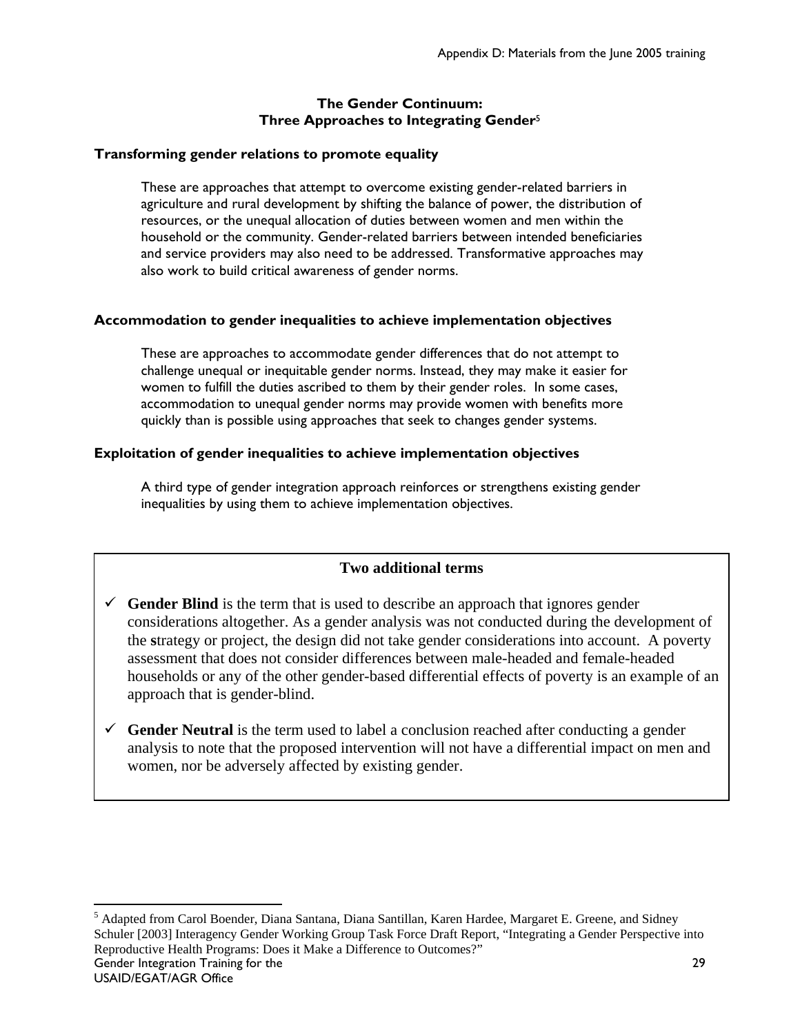## The Gender Continuum: Three Approaches to Integrating Gender[5]

### Transforming gender relations to promote equality

These are approaches that attempt to overcome existing gender-related barriers in agriculture and rural development by shifting the balance of power, the distribution of resources, or the unequal allocation of duties between women and men within the household or the community. Gender-related barriers between intended beneficiaries and service providers may also need to be addressed. Transformative approaches may also work to build critical awareness of gender norms.

### Accommodation to gender inequalities to achieve implementation objectives

These are approaches to accommodate gender differences that do not attempt to challenge unequal or inequitable gender norms. Instead, they may make it easier for women to fulfill the duties ascribed to them by their gender roles. In some cases, accommodation to unequal gender norms may provide women with benefits more quickly than is possible using approaches that seek to changes gender systems.

### Exploitation of gender inequalities to achieve implementation objectives

A third type of gender integration approach reinforces or strengthens existing gender inequalities by using them to achieve implementation objectives.

---

**Two additional terms**

- ✓ **Gender Blind** is the term that is used to describe an approach that ignores gender considerations altogether. As a gender analysis was not conducted during the development of the strategy or project, the design did not take gender considerations into account. A poverty assessment that does not consider differences between male-headed and female-headed households or any of the other gender-based differential effects of poverty is an example of an approach that is gender-blind.

- ✓ **Gender Neutral** is the term used to label a conclusion reached after conducting a gender analysis to note that the proposed intervention will not have a differential impact on men and women, nor be adversely affected by existing gender.

---

[5] Adapted from Carol Boender, Diana Santana, Diana Santillan, Karen Hardee, Margaret E. Greene, and Sidney Schuler [2003] Interagency Gender Working Group Task Force Draft Report, "Integrating a Gender Perspective into Reproductive Health Programs: Does it Make a Difference to Outcomes?"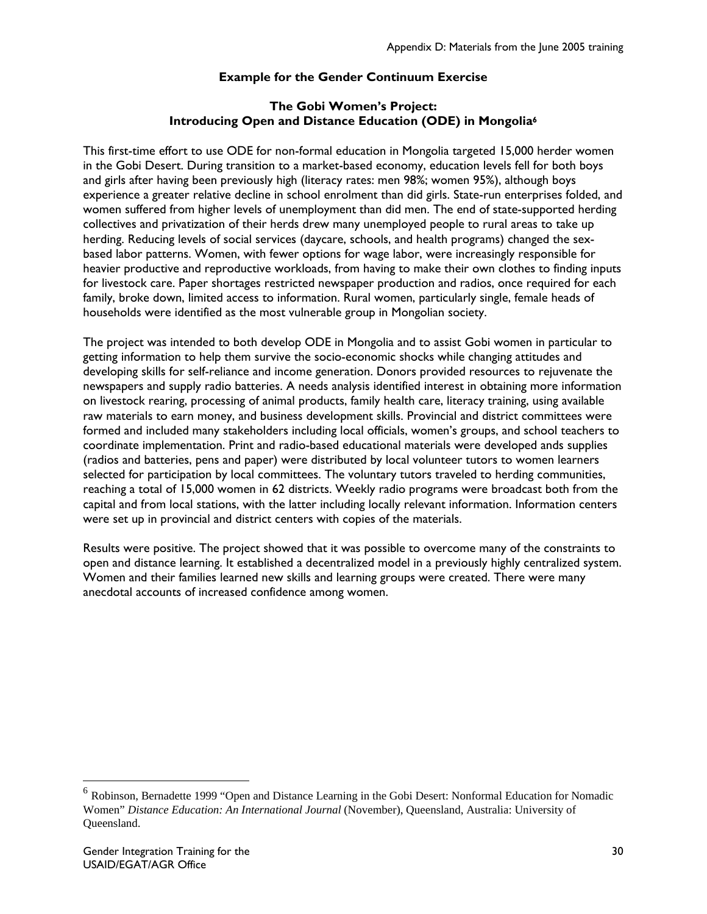## Example for the Gender Continuum Exercise

### The Gobi Women's Project: Introducing Open and Distance Education (ODE) in Mongolia[6]

This first-time effort to use ODE for non-formal education in Mongolia targeted 15,000 herder women in the Gobi Desert. During transition to a market-based economy, education levels fell for both boys and girls after having been previously high (literacy rates: men 98%; women 95%), although boys experience a greater relative decline in school enrolment than did girls. State-run enterprises folded, and women suffered from higher levels of unemployment than did men. The end of state-supported herding collectives and privatization of their herds drew many unemployed people to rural areas to take up herding. Reducing levels of social services (daycare, schools, and health programs) changed the sex-based labor patterns. Women, with fewer options for wage labor, were increasingly responsible for heavier productive and reproductive workloads, from having to make their own clothes to finding inputs for livestock care. Paper shortages restricted newspaper production and radios, once required for each family, broke down, limited access to information. Rural women, particularly single, female heads of households were identified as the most vulnerable group in Mongolian society.

The project was intended to both develop ODE in Mongolia and to assist Gobi women in particular to getting information to help them survive the socio-economic shocks while changing attitudes and developing skills for self-reliance and income generation. Donors provided resources to rejuvenate the newspapers and supply radio batteries. A needs analysis identified interest in obtaining more information on livestock rearing, processing of animal products, family health care, literacy training, using available raw materials to earn money, and business development skills. Provincial and district committees were formed and included many stakeholders including local officials, women's groups, and school teachers to coordinate implementation. Print and radio-based educational materials were developed ands supplies (radios and batteries, pens and paper) were distributed by local volunteer tutors to women learners selected for participation by local committees. The voluntary tutors traveled to herding communities, reaching a total of 15,000 women in 62 districts. Weekly radio programs were broadcast both from the capital and from local stations, with the latter including locally relevant information. Information centers were set up in provincial and district centers with copies of the materials.

Results were positive. The project showed that it was possible to overcome many of the constraints to open and distance learning. It established a decentralized model in a previously highly centralized system. Women and their families learned new skills and learning groups were created. There were many anecdotal accounts of increased confidence among women.

---

[6] Robinson, Bernadette 1999 "Open and Distance Learning in the Gobi Desert: Nonformal Education for Nomadic Women" *Distance Education: An International Journal* (November), Queensland, Australia: University of Queensland.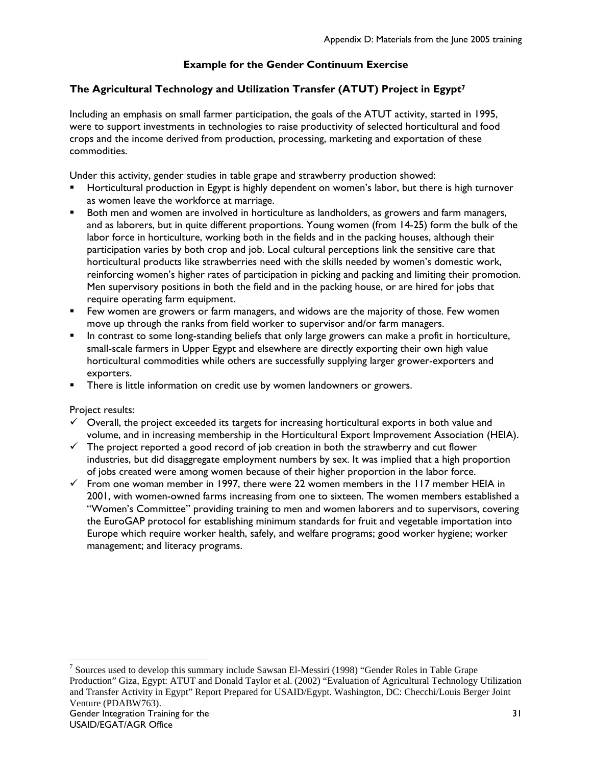**Example for the Gender Continuum Exercise**

**The Agricultural Technology and Utilization Transfer (ATUT) Project in Egypt[7]**

Including an emphasis on small farmer participation, the goals of the ATUT activity, started in 1995, were to support investments in technologies to raise productivity of selected horticultural and food crops and the income derived from production, processing, marketing and exportation of these commodities.

Under this activity, gender studies in table grape and strawberry production showed:

- Horticultural production in Egypt is highly dependent on women's labor, but there is high turnover as women leave the workforce at marriage.
- Both men and women are involved in horticulture as landholders, as growers and farm managers, and as laborers, but in quite different proportions. Young women (from 14-25) form the bulk of the labor force in horticulture, working both in the fields and in the packing houses, although their participation varies by both crop and job. Local cultural perceptions link the sensitive care that horticultural products like strawberries need with the skills needed by women's domestic work, reinforcing women's higher rates of participation in picking and packing and limiting their promotion. Men supervisory positions in both the field and in the packing house, or are hired for jobs that require operating farm equipment.
- Few women are growers or farm managers, and widows are the majority of those. Few women move up through the ranks from field worker to supervisor and/or farm managers.
- In contrast to some long-standing beliefs that only large growers can make a profit in horticulture, small-scale farmers in Upper Egypt and elsewhere are directly exporting their own high value horticultural commodities while others are successfully supplying larger grower-exporters and exporters.
- There is little information on credit use by women landowners or growers.

Project results:

- ✓ Overall, the project exceeded its targets for increasing horticultural exports in both value and volume, and in increasing membership in the Horticultural Export Improvement Association (HEIA).
- ✓ The project reported a good record of job creation in both the strawberry and cut flower industries, but did disaggregate employment numbers by sex. It was implied that a high proportion of jobs created were among women because of their higher proportion in the labor force.
- ✓ From one woman member in 1997, there were 22 women members in the 117 member HEIA in 2001, with women-owned farms increasing from one to sixteen. The women members established a "Women's Committee" providing training to men and women laborers and to supervisors, covering the EuroGAP protocol for establishing minimum standards for fruit and vegetable importation into Europe which require worker health, safely, and welfare programs; good worker hygiene; worker management; and literacy programs.

[7] Sources used to develop this summary include Sawsan El-Messiri (1998) "Gender Roles in Table Grape Production" Giza, Egypt: ATUT and Donald Taylor et al. (2002) "Evaluation of Agricultural Technology Utilization and Transfer Activity in Egypt" Report Prepared for USAID/Egypt. Washington, DC: Checchi/Louis Berger Joint Venture (PDABW763).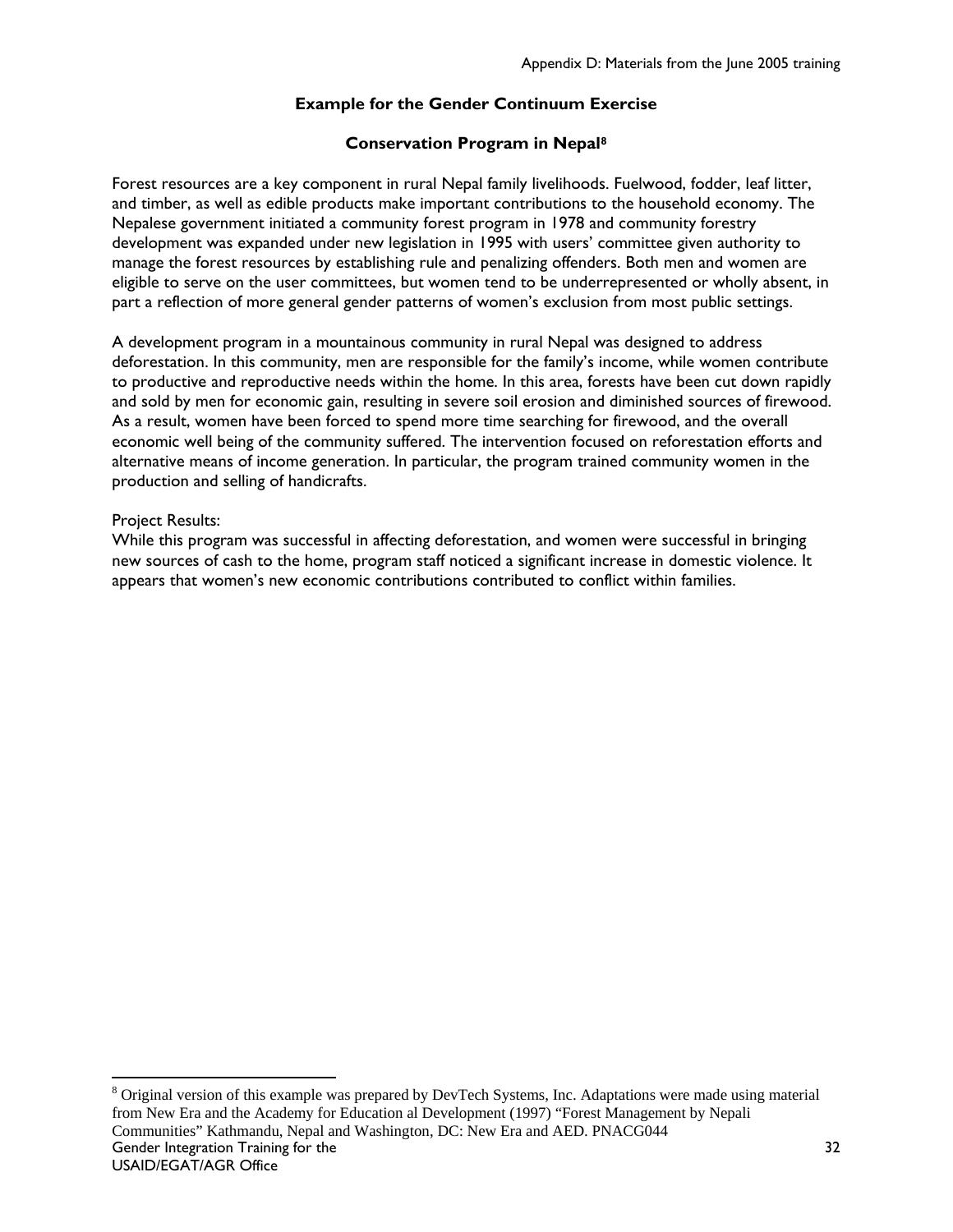## Example for the Gender Continuum Exercise

### Conservation Program in Nepal[8]

Forest resources are a key component in rural Nepal family livelihoods. Fuelwood, fodder, leaf litter, and timber, as well as edible products make important contributions to the household economy. The Nepalese government initiated a community forest program in 1978 and community forestry development was expanded under new legislation in 1995 with users' committee given authority to manage the forest resources by establishing rule and penalizing offenders. Both men and women are eligible to serve on the user committees, but women tend to be underrepresented or wholly absent, in part a reflection of more general gender patterns of women's exclusion from most public settings.

A development program in a mountainous community in rural Nepal was designed to address deforestation. In this community, men are responsible for the family's income, while women contribute to productive and reproductive needs within the home. In this area, forests have been cut down rapidly and sold by men for economic gain, resulting in severe soil erosion and diminished sources of firewood. As a result, women have been forced to spend more time searching for firewood, and the overall economic well being of the community suffered. The intervention focused on reforestation efforts and alternative means of income generation. In particular, the program trained community women in the production and selling of handicrafts.

Project Results:
While this program was successful in affecting deforestation, and women were successful in bringing new sources of cash to the home, program staff noticed a significant increase in domestic violence. It appears that women's new economic contributions contributed to conflict within families.

---

[8] Original version of this example was prepared by DevTech Systems, Inc. Adaptations were made using material from New Era and the Academy for Education al Development (1997) "Forest Management by Nepali Communities" Kathmandu, Nepal and Washington, DC: New Era and AED. PNACG044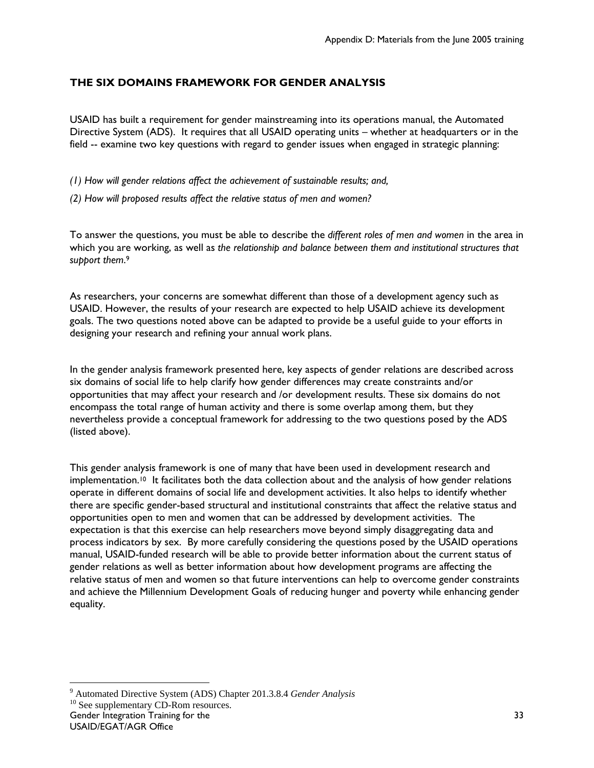## THE SIX DOMAINS FRAMEWORK FOR GENDER ANALYSIS

USAID has built a requirement for gender mainstreaming into its operations manual, the Automated Directive System (ADS). It requires that all USAID operating units – whether at headquarters or in the field -- examine two key questions with regard to gender issues when engaged in strategic planning:

*(1) How will gender relations affect the achievement of sustainable results; and,*

*(2) How will proposed results affect the relative status of men and women?*

To answer the questions, you must be able to describe the *different roles of men and women* in the area in which you are working, as well as *the relationship and balance between them and institutional structures that support them*.[9]

As researchers, your concerns are somewhat different than those of a development agency such as USAID. However, the results of your research are expected to help USAID achieve its development goals. The two questions noted above can be adapted to provide be a useful guide to your efforts in designing your research and refining your annual work plans.

In the gender analysis framework presented here, key aspects of gender relations are described across six domains of social life to help clarify how gender differences may create constraints and/or opportunities that may affect your research and /or development results. These six domains do not encompass the total range of human activity and there is some overlap among them, but they nevertheless provide a conceptual framework for addressing to the two questions posed by the ADS (listed above).

This gender analysis framework is one of many that have been used in development research and implementation.[10] It facilitates both the data collection about and the analysis of how gender relations operate in different domains of social life and development activities. It also helps to identify whether there are specific gender-based structural and institutional constraints that affect the relative status and opportunities open to men and women that can be addressed by development activities. The expectation is that this exercise can help researchers move beyond simply disaggregating data and process indicators by sex. By more carefully considering the questions posed by the USAID operations manual, USAID-funded research will be able to provide better information about the current status of gender relations as well as better information about how development programs are affecting the relative status of men and women so that future interventions can help to overcome gender constraints and achieve the Millennium Development Goals of reducing hunger and poverty while enhancing gender equality.

---

[9] Automated Directive System (ADS) Chapter 201.3.8.4 *Gender Analysis*

[10] See supplementary CD-Rom resources.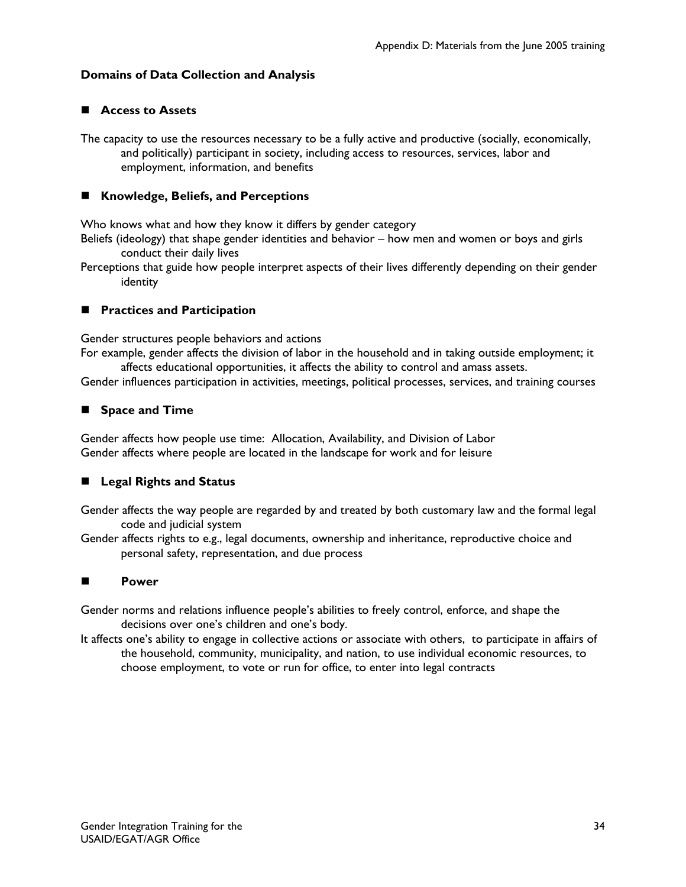## Domains of Data Collection and Analysis

### ■ Access to Assets

The capacity to use the resources necessary to be a fully active and productive (socially, economically, and politically) participant in society, including access to resources, services, labor and employment, information, and benefits

### ■ Knowledge, Beliefs, and Perceptions

Who knows what and how they know it differs by gender category

Beliefs (ideology) that shape gender identities and behavior – how men and women or boys and girls conduct their daily lives

Perceptions that guide how people interpret aspects of their lives differently depending on their gender identity

### ■ Practices and Participation

Gender structures people behaviors and actions

For example, gender affects the division of labor in the household and in taking outside employment; it affects educational opportunities, it affects the ability to control and amass assets.

Gender influences participation in activities, meetings, political processes, services, and training courses

### ■ Space and Time

Gender affects how people use time: Allocation, Availability, and Division of Labor

Gender affects where people are located in the landscape for work and for leisure

### ■ Legal Rights and Status

Gender affects the way people are regarded by and treated by both customary law and the formal legal code and judicial system

Gender affects rights to e.g., legal documents, ownership and inheritance, reproductive choice and personal safety, representation, and due process

### ■ Power

Gender norms and relations influence people's abilities to freely control, enforce, and shape the decisions over one's children and one's body.

It affects one's ability to engage in collective actions or associate with others, to participate in affairs of the household, community, municipality, and nation, to use individual economic resources, to choose employment, to vote or run for office, to enter into legal contracts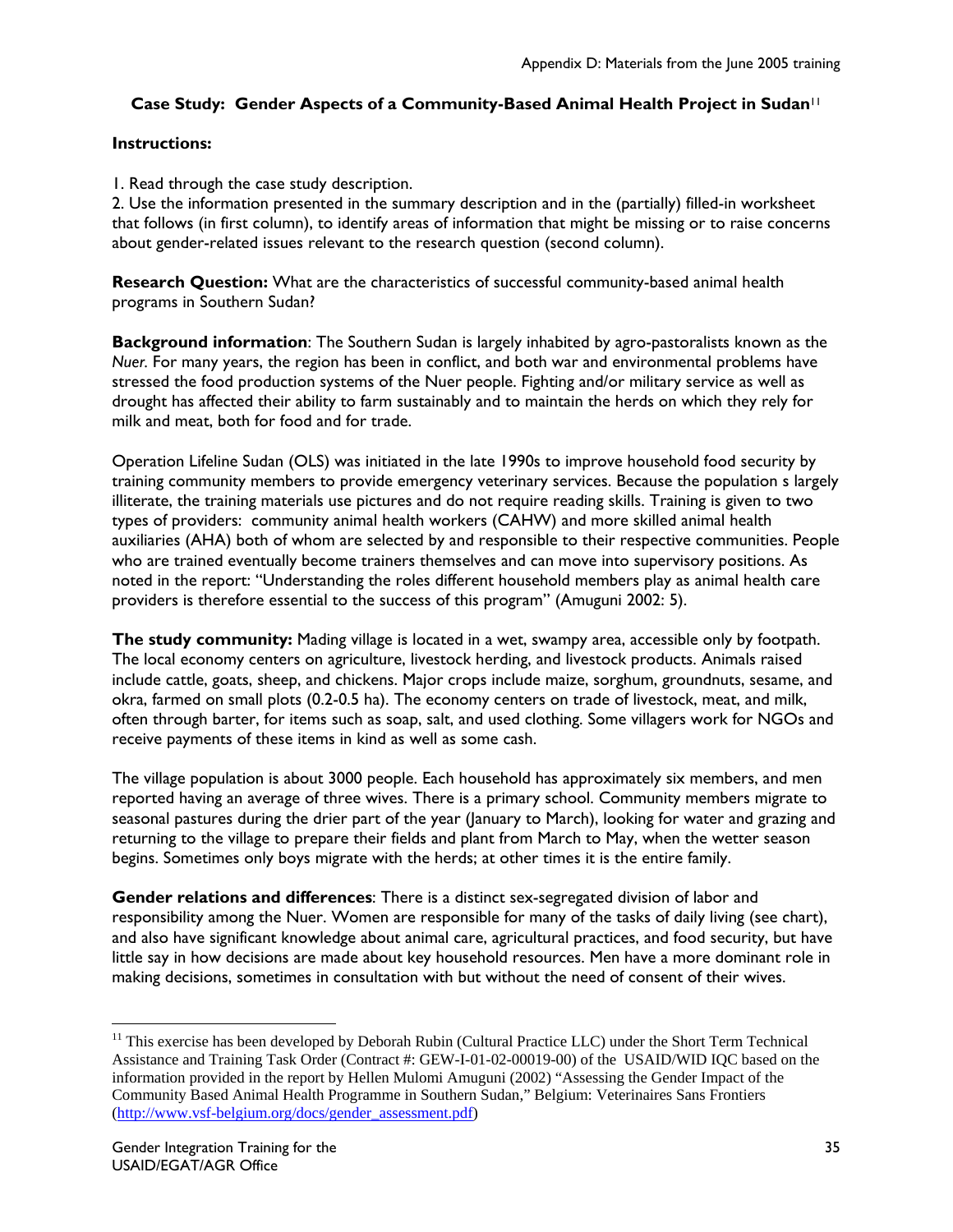## Case Study: Gender Aspects of a Community-Based Animal Health Project in Sudan[11]

**Instructions:**

1. Read through the case study description.
2. Use the information presented in the summary description and in the (partially) filled-in worksheet that follows (in first column), to identify areas of information that might be missing or to raise concerns about gender-related issues relevant to the research question (second column).

**Research Question:** What are the characteristics of successful community-based animal health programs in Southern Sudan?

**Background information**: The Southern Sudan is largely inhabited by agro-pastoralists known as the *Nuer*. For many years, the region has been in conflict, and both war and environmental problems have stressed the food production systems of the Nuer people. Fighting and/or military service as well as drought has affected their ability to farm sustainably and to maintain the herds on which they rely for milk and meat, both for food and for trade.

Operation Lifeline Sudan (OLS) was initiated in the late 1990s to improve household food security by training community members to provide emergency veterinary services. Because the population s largely illiterate, the training materials use pictures and do not require reading skills. Training is given to two types of providers: community animal health workers (CAHW) and more skilled animal health auxiliaries (AHA) both of whom are selected by and responsible to their respective communities. People who are trained eventually become trainers themselves and can move into supervisory positions. As noted in the report: "Understanding the roles different household members play as animal health care providers is therefore essential to the success of this program" (Amuguni 2002: 5).

**The study community:** Mading village is located in a wet, swampy area, accessible only by footpath. The local economy centers on agriculture, livestock herding, and livestock products. Animals raised include cattle, goats, sheep, and chickens. Major crops include maize, sorghum, groundnuts, sesame, and okra, farmed on small plots (0.2-0.5 ha). The economy centers on trade of livestock, meat, and milk, often through barter, for items such as soap, salt, and used clothing. Some villagers work for NGOs and receive payments of these items in kind as well as some cash.

The village population is about 3000 people. Each household has approximately six members, and men reported having an average of three wives. There is a primary school. Community members migrate to seasonal pastures during the drier part of the year (January to March), looking for water and grazing and returning to the village to prepare their fields and plant from March to May, when the wetter season begins. Sometimes only boys migrate with the herds; at other times it is the entire family.

**Gender relations and differences**: There is a distinct sex-segregated division of labor and responsibility among the Nuer. Women are responsible for many of the tasks of daily living (see chart), and also have significant knowledge about animal care, agricultural practices, and food security, but have little say in how decisions are made about key household resources. Men have a more dominant role in making decisions, sometimes in consultation with but without the need of consent of their wives.

---

[11] This exercise has been developed by Deborah Rubin (Cultural Practice LLC) under the Short Term Technical Assistance and Training Task Order (Contract #: GEW-I-01-02-00019-00) of the USAID/WID IQC based on the information provided in the report by Hellen Mulomi Amuguni (2002) "Assessing the Gender Impact of the Community Based Animal Health Programme in Southern Sudan," Belgium: Veterinaires Sans Frontiers (http://www.vsf-belgium.org/docs/gender_assessment.pdf)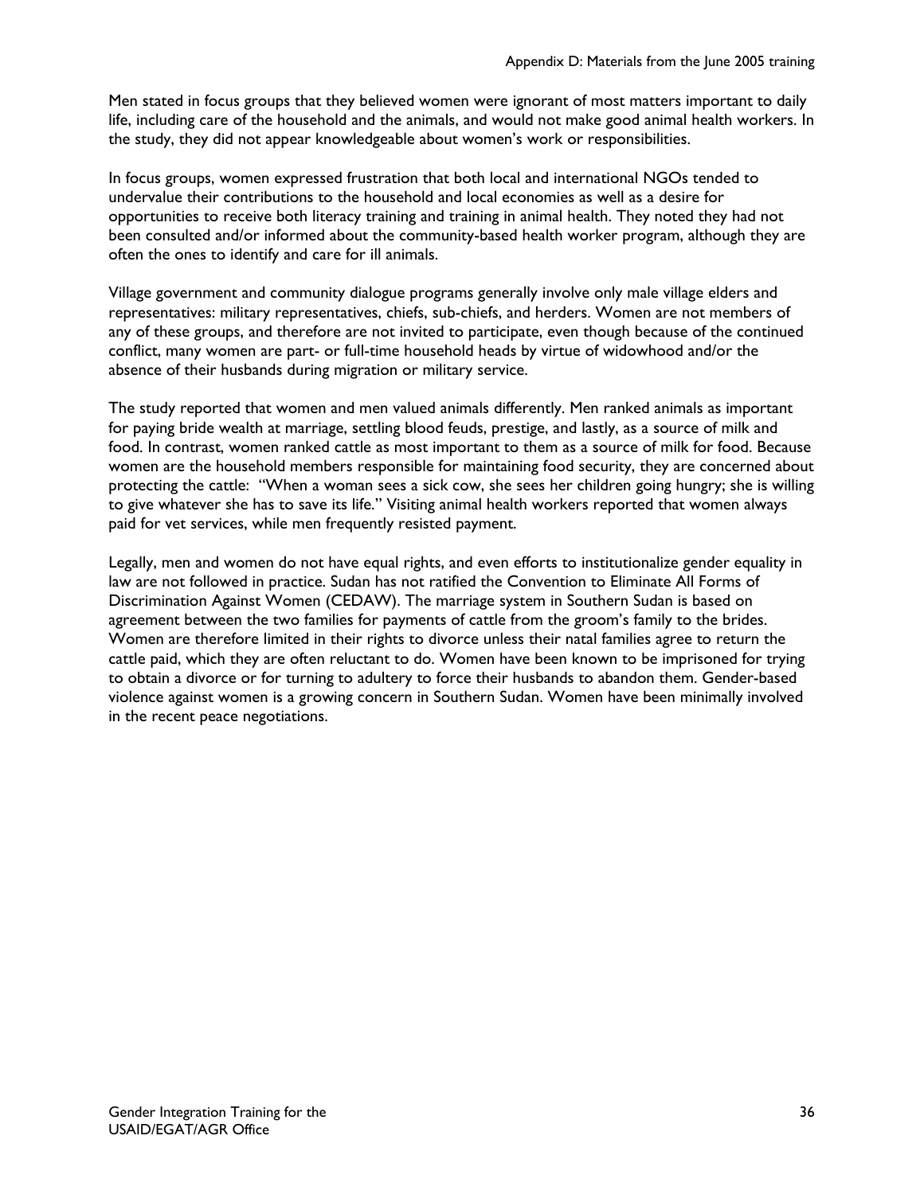Men stated in focus groups that they believed women were ignorant of most matters important to daily life, including care of the household and the animals, and would not make good animal health workers. In the study, they did not appear knowledgeable about women's work or responsibilities.

In focus groups, women expressed frustration that both local and international NGOs tended to undervalue their contributions to the household and local economies as well as a desire for opportunities to receive both literacy training and training in animal health. They noted they had not been consulted and/or informed about the community-based health worker program, although they are often the ones to identify and care for ill animals.

Village government and community dialogue programs generally involve only male village elders and representatives: military representatives, chiefs, sub-chiefs, and herders. Women are not members of any of these groups, and therefore are not invited to participate, even though because of the continued conflict, many women are part- or full-time household heads by virtue of widowhood and/or the absence of their husbands during migration or military service.

The study reported that women and men valued animals differently. Men ranked animals as important for paying bride wealth at marriage, settling blood feuds, prestige, and lastly, as a source of milk and food. In contrast, women ranked cattle as most important to them as a source of milk for food. Because women are the household members responsible for maintaining food security, they are concerned about protecting the cattle: "When a woman sees a sick cow, she sees her children going hungry; she is willing to give whatever she has to save its life." Visiting animal health workers reported that women always paid for vet services, while men frequently resisted payment.

Legally, men and women do not have equal rights, and even efforts to institutionalize gender equality in law are not followed in practice. Sudan has not ratified the Convention to Eliminate All Forms of Discrimination Against Women (CEDAW). The marriage system in Southern Sudan is based on agreement between the two families for payments of cattle from the groom's family to the brides. Women are therefore limited in their rights to divorce unless their natal families agree to return the cattle paid, which they are often reluctant to do. Women have been known to be imprisoned for trying to obtain a divorce or for turning to adultery to force their husbands to abandon them. Gender-based violence against women is a growing concern in Southern Sudan. Women have been minimally involved in the recent peace negotiations.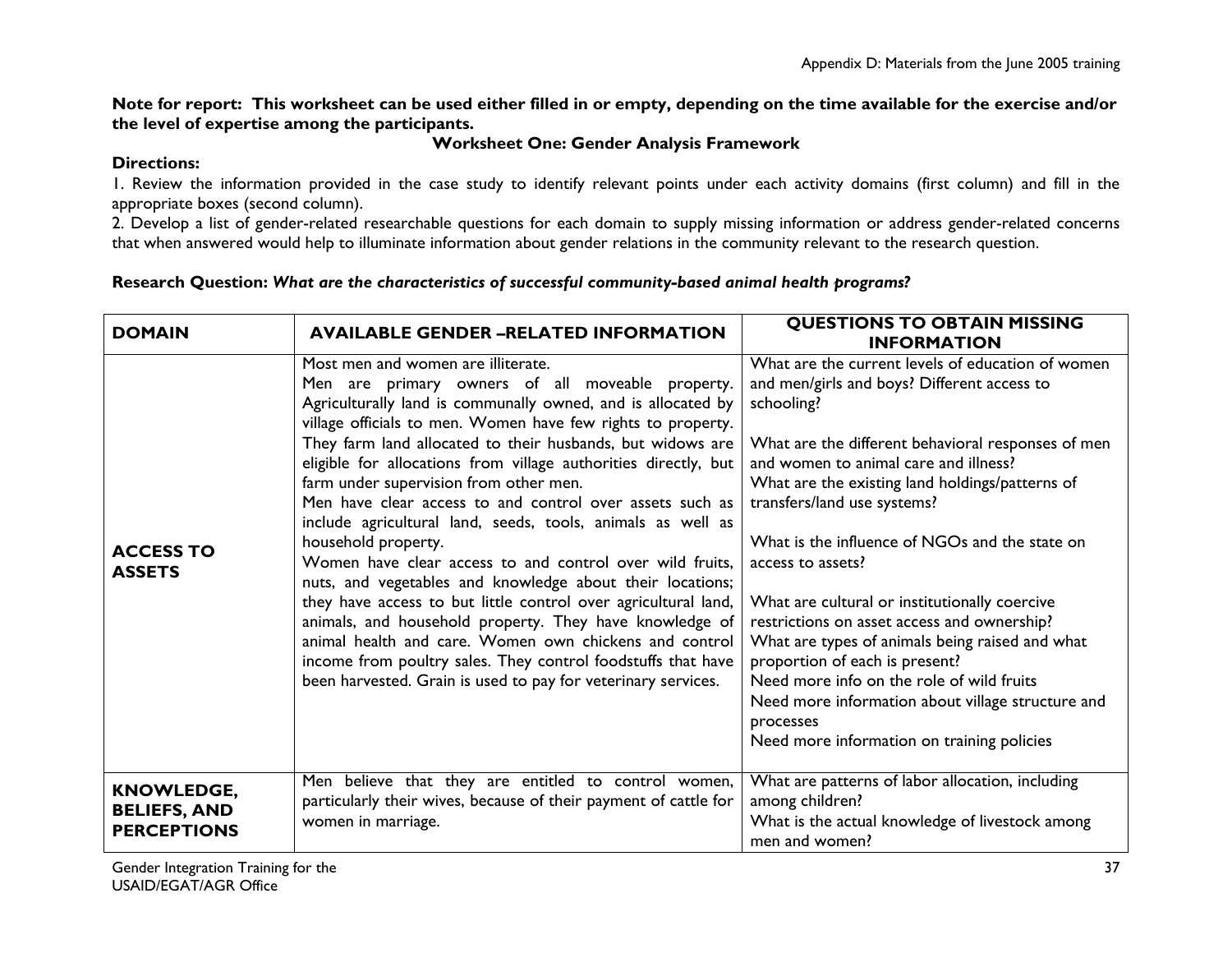**Note for report: This worksheet can be used either filled in or empty, depending on the time available for the exercise and/or the level of expertise among the participants.**

### Worksheet One: Gender Analysis Framework

**Directions:**

1. Review the information provided in the case study to identify relevant points under each activity domains (first column) and fill in the appropriate boxes (second column).
2. Develop a list of gender-related researchable questions for each domain to supply missing information or address gender-related concerns that when answered would help to illuminate information about gender relations in the community relevant to the research question.

**Research Question:** ***What are the characteristics of successful community-based animal health programs?***

| DOMAIN | AVAILABLE GENDER –RELATED INFORMATION | QUESTIONS TO OBTAIN MISSING INFORMATION |
|---|---|---|
| **ACCESS TO ASSETS** | Most men and women are illiterate.<br>Men are primary owners of all moveable property. Agriculturally land is communally owned, and is allocated by village officials to men. Women have few rights to property. They farm land allocated to their husbands, but widows are eligible for allocations from village authorities directly, but farm under supervision from other men.<br>Men have clear access to and control over assets such as include agricultural land, seeds, tools, animals as well as household property.<br>Women have clear access to and control over wild fruits, nuts, and vegetables and knowledge about their locations; they have access to but little control over agricultural land, animals, and household property. They have knowledge of animal health and care. Women own chickens and control income from poultry sales. They control foodstuffs that have been harvested. Grain is used to pay for veterinary services. | What are the current levels of education of women and men/girls and boys? Different access to schooling?<br><br>What are the different behavioral responses of men and women to animal care and illness?<br>What are the existing land holdings/patterns of transfers/land use systems?<br><br>What is the influence of NGOs and the state on access to assets?<br><br>What are cultural or institutionally coercive restrictions on asset access and ownership?<br>What are types of animals being raised and what proportion of each is present?<br>Need more info on the role of wild fruits<br>Need more information about village structure and processes<br>Need more information on training policies |
| **KNOWLEDGE, BELIEFS, AND PERCEPTIONS** | Men believe that they are entitled to control women, particularly their wives, because of their payment of cattle for women in marriage. | What are patterns of labor allocation, including among children?<br>What is the actual knowledge of livestock among men and women? |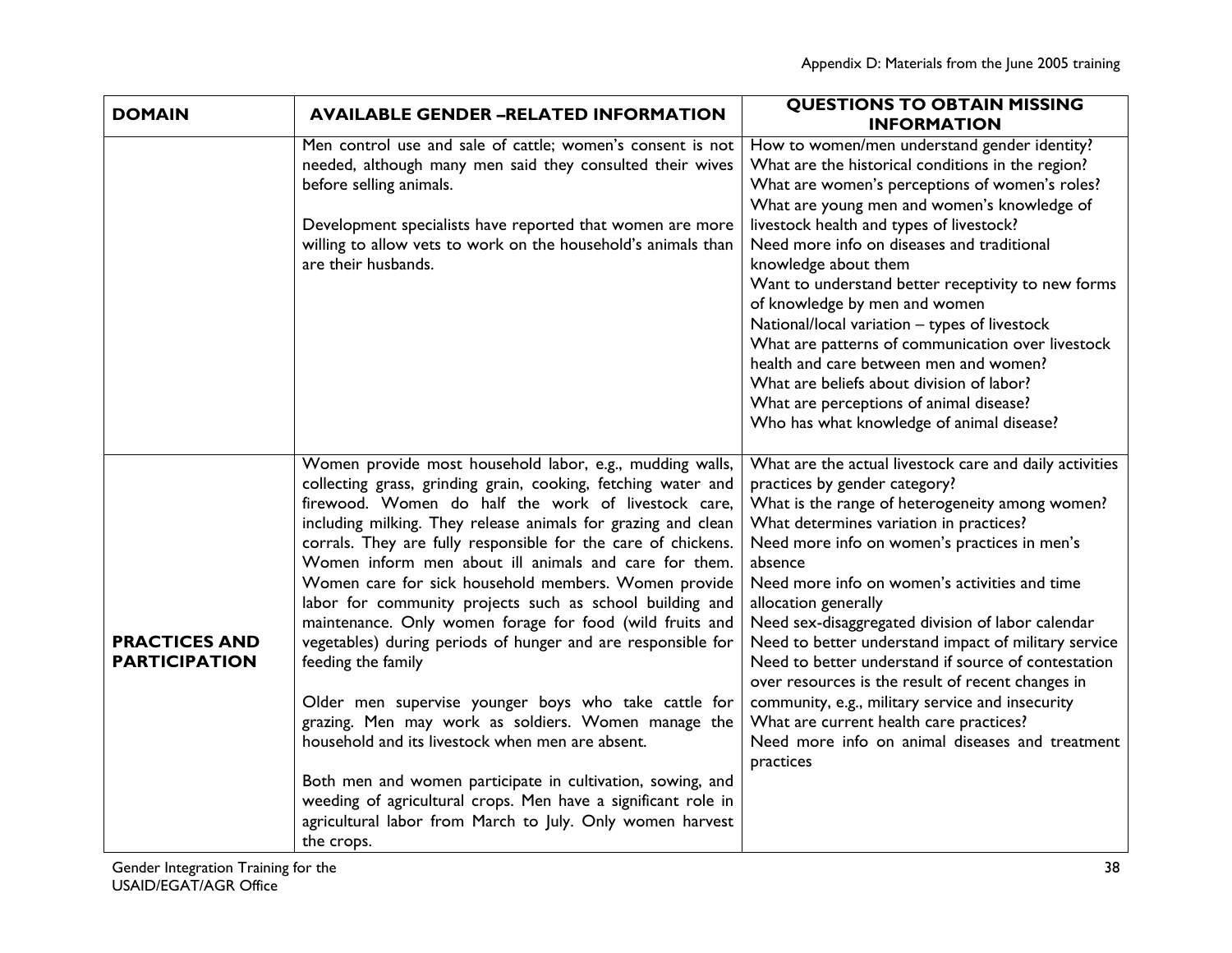| DOMAIN | AVAILABLE GENDER –RELATED INFORMATION | QUESTIONS TO OBTAIN MISSING INFORMATION |
| --- | --- | --- |
| | Men control use and sale of cattle; women's consent is not needed, although many men said they consulted their wives before selling animals.<br><br>Development specialists have reported that women are more willing to allow vets to work on the household's animals than are their husbands. | How to women/men understand gender identity?<br>What are the historical conditions in the region?<br>What are women's perceptions of women's roles?<br>What are young men and women's knowledge of livestock health and types of livestock?<br>Need more info on diseases and traditional knowledge about them<br>Want to understand better receptivity to new forms of knowledge by men and women<br>National/local variation – types of livestock<br>What are patterns of communication over livestock health and care between men and women?<br>What are beliefs about division of labor?<br>What are perceptions of animal disease?<br>Who has what knowledge of animal disease? |
| **PRACTICES AND PARTICIPATION** | Women provide most household labor, e.g., mudding walls, collecting grass, grinding grain, cooking, fetching water and firewood. Women do half the work of livestock care, including milking. They release animals for grazing and clean corrals. They are fully responsible for the care of chickens. Women inform men about ill animals and care for them. Women care for sick household members. Women provide labor for community projects such as school building and maintenance. Only women forage for food (wild fruits and vegetables) during periods of hunger and are responsible for feeding the family<br><br>Older men supervise younger boys who take cattle for grazing. Men may work as soldiers. Women manage the household and its livestock when men are absent.<br><br>Both men and women participate in cultivation, sowing, and weeding of agricultural crops. Men have a significant role in agricultural labor from March to July. Only women harvest the crops. | What are the actual livestock care and daily activities practices by gender category?<br>What is the range of heterogeneity among women?<br>What determines variation in practices?<br>Need more info on women's practices in men's absence<br>Need more info on women's activities and time allocation generally<br>Need sex-disaggregated division of labor calendar<br>Need to better understand impact of military service<br>Need to better understand if source of contestation over resources is the result of recent changes in community, e.g., military service and insecurity<br>What are current health care practices?<br>Need more info on animal diseases and treatment practices |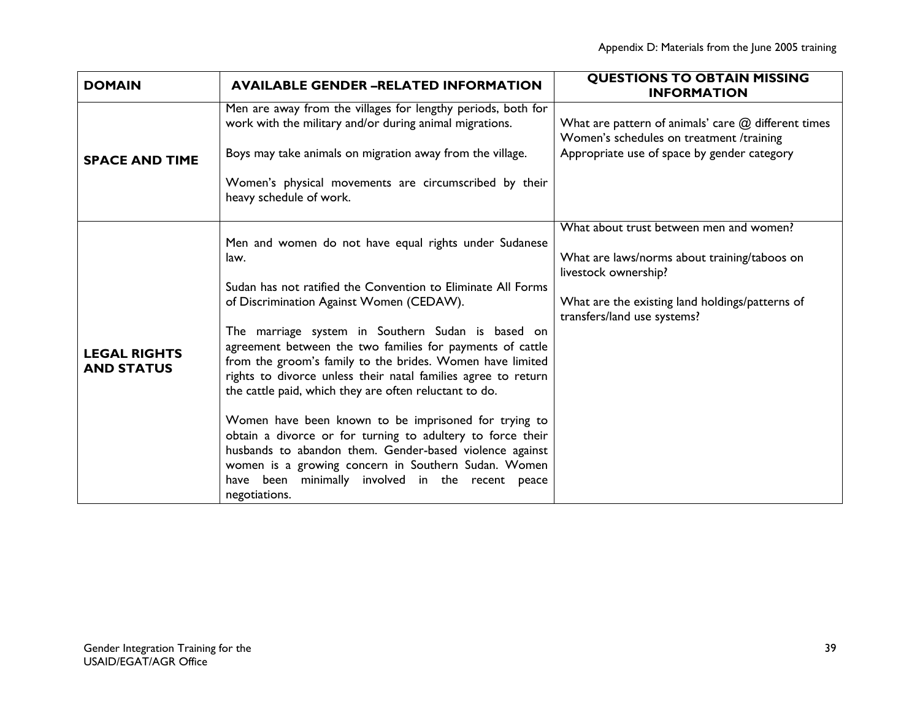| DOMAIN | AVAILABLE GENDER –RELATED INFORMATION | QUESTIONS TO OBTAIN MISSING INFORMATION |
|---|---|---|
| **SPACE AND TIME** | Men are away from the villages for lengthy periods, both for work with the military and/or during animal migrations.<br><br>Boys may take animals on migration away from the village.<br><br>Women's physical movements are circumscribed by their heavy schedule of work. | What are pattern of animals' care @ different times<br>Women's schedules on treatment /training<br>Appropriate use of space by gender category |
| **LEGAL RIGHTS AND STATUS** | Men and women do not have equal rights under Sudanese law.<br><br>Sudan has not ratified the Convention to Eliminate All Forms of Discrimination Against Women (CEDAW).<br><br>The marriage system in Southern Sudan is based on agreement between the two families for payments of cattle from the groom's family to the brides. Women have limited rights to divorce unless their natal families agree to return the cattle paid, which they are often reluctant to do.<br><br>Women have been known to be imprisoned for trying to obtain a divorce or for turning to adultery to force their husbands to abandon them. Gender-based violence against women is a growing concern in Southern Sudan. Women have been minimally involved in the recent peace negotiations. | What about trust between men and women?<br><br>What are laws/norms about training/taboos on livestock ownership?<br><br>What are the existing land holdings/patterns of transfers/land use systems? |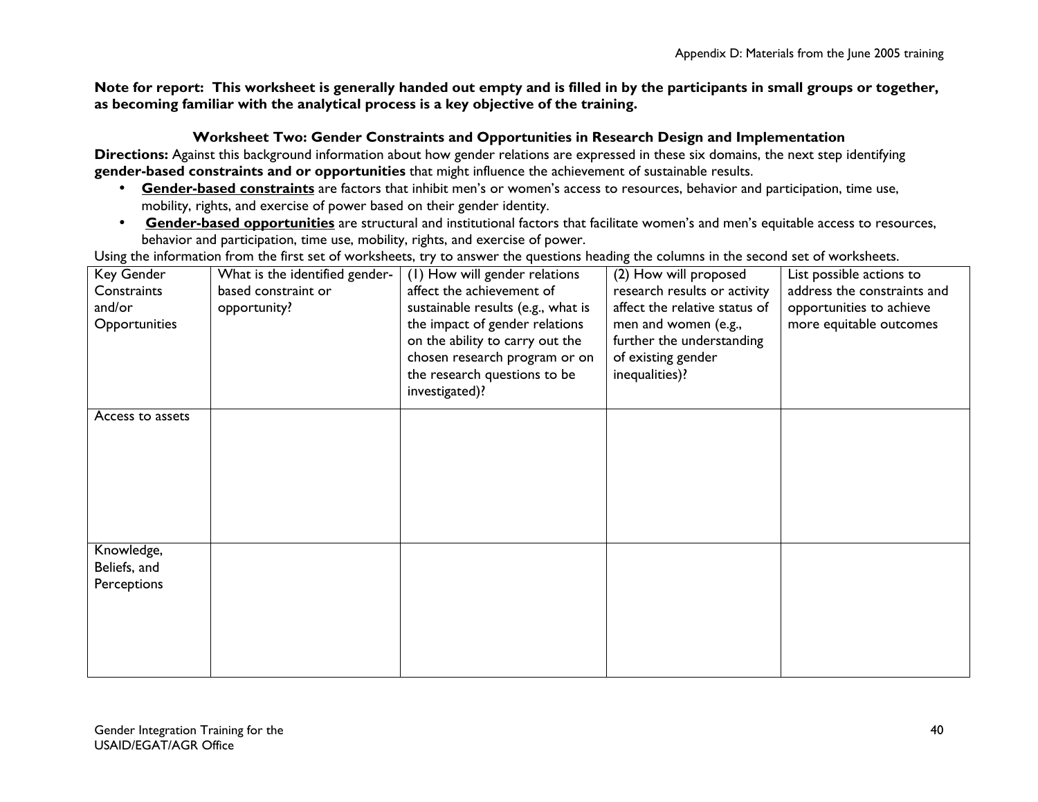**Note for report: This worksheet is generally handed out empty and is filled in by the participants in small groups or together, as becoming familiar with the analytical process is a key objective of the training.**

### Worksheet Two: Gender Constraints and Opportunities in Research Design and Implementation

**Directions:** Against this background information about how gender relations are expressed in these six domains, the next step identifying **gender-based constraints and or opportunities** that might influence the achievement of sustainable results.

- **Gender-based constraints** are factors that inhibit men's or women's access to resources, behavior and participation, time use, mobility, rights, and exercise of power based on their gender identity.
- **Gender-based opportunities** are structural and institutional factors that facilitate women's and men's equitable access to resources, behavior and participation, time use, mobility, rights, and exercise of power.

Using the information from the first set of worksheets, try to answer the questions heading the columns in the second set of worksheets.

| Key Gender Constraints and/or Opportunities | What is the identified gender-based constraint or opportunity? | (1) How will gender relations affect the achievement of sustainable results (e.g., what is the impact of gender relations on the ability to carry out the chosen research program or on the research questions to be investigated)? | (2) How will proposed research results or activity affect the relative status of men and women (e.g., further the understanding of existing gender inequalities)? | List possible actions to address the constraints and opportunities to achieve more equitable outcomes |
|---|---|---|---|---|
| Access to assets | | | | |
| Knowledge, Beliefs, and Perceptions | | | | |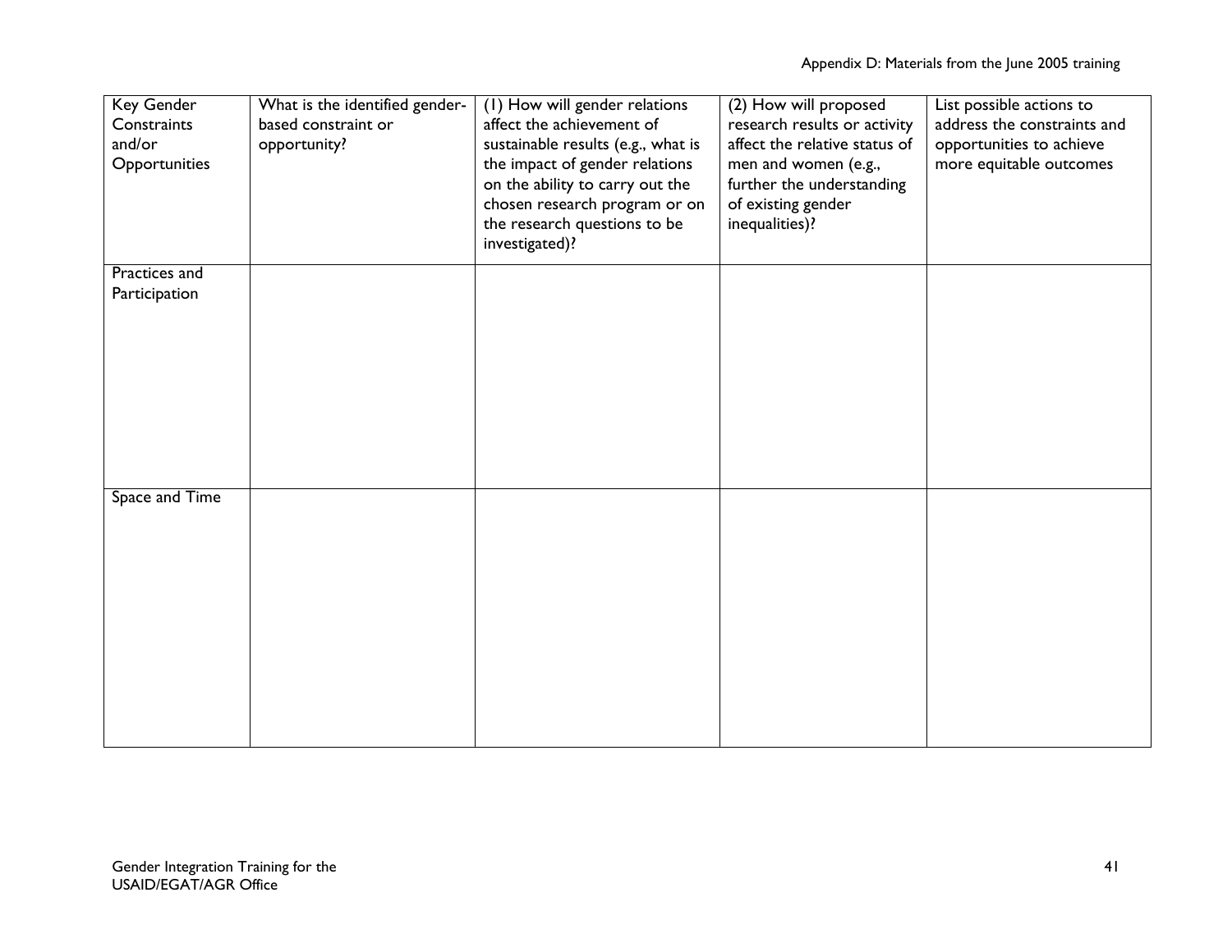| Key Gender Constraints and/or Opportunities | What is the identified gender-based constraint or opportunity? | (1) How will gender relations affect the achievement of sustainable results (e.g., what is the impact of gender relations on the ability to carry out the chosen research program or on the research questions to be investigated)? | (2) How will proposed research results or activity affect the relative status of men and women (e.g., further the understanding of existing gender inequalities)? | List possible actions to address the constraints and opportunities to achieve more equitable outcomes |
|---|---|---|---|---|
| Practices and Participation | | | | |
| Space and Time | | | | |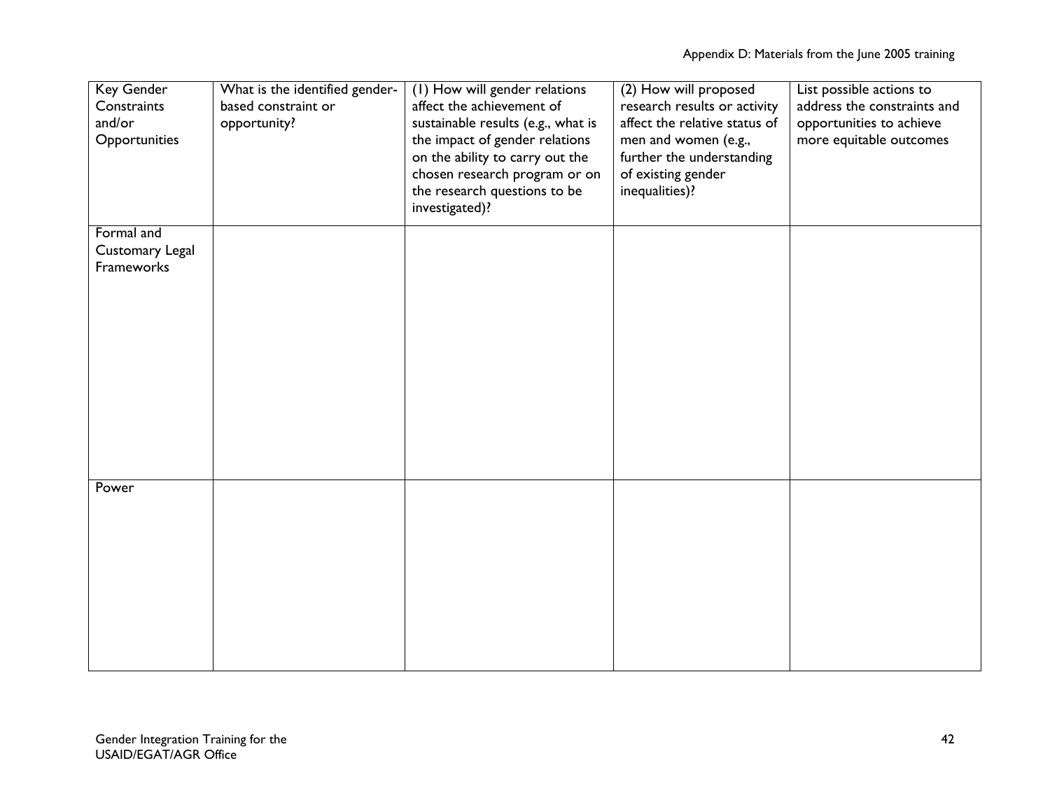| Key Gender Constraints and/or Opportunities | What is the identified gender-based constraint or opportunity? | (1) How will gender relations affect the achievement of sustainable results (e.g., what is the impact of gender relations on the ability to carry out the chosen research program or on the research questions to be investigated)? | (2) How will proposed research results or activity affect the relative status of men and women (e.g., further the understanding of existing gender inequalities)? | List possible actions to address the constraints and opportunities to achieve more equitable outcomes |
|---|---|---|---|---|
| Formal and Customary Legal Frameworks | | | | |
| Power | | | | |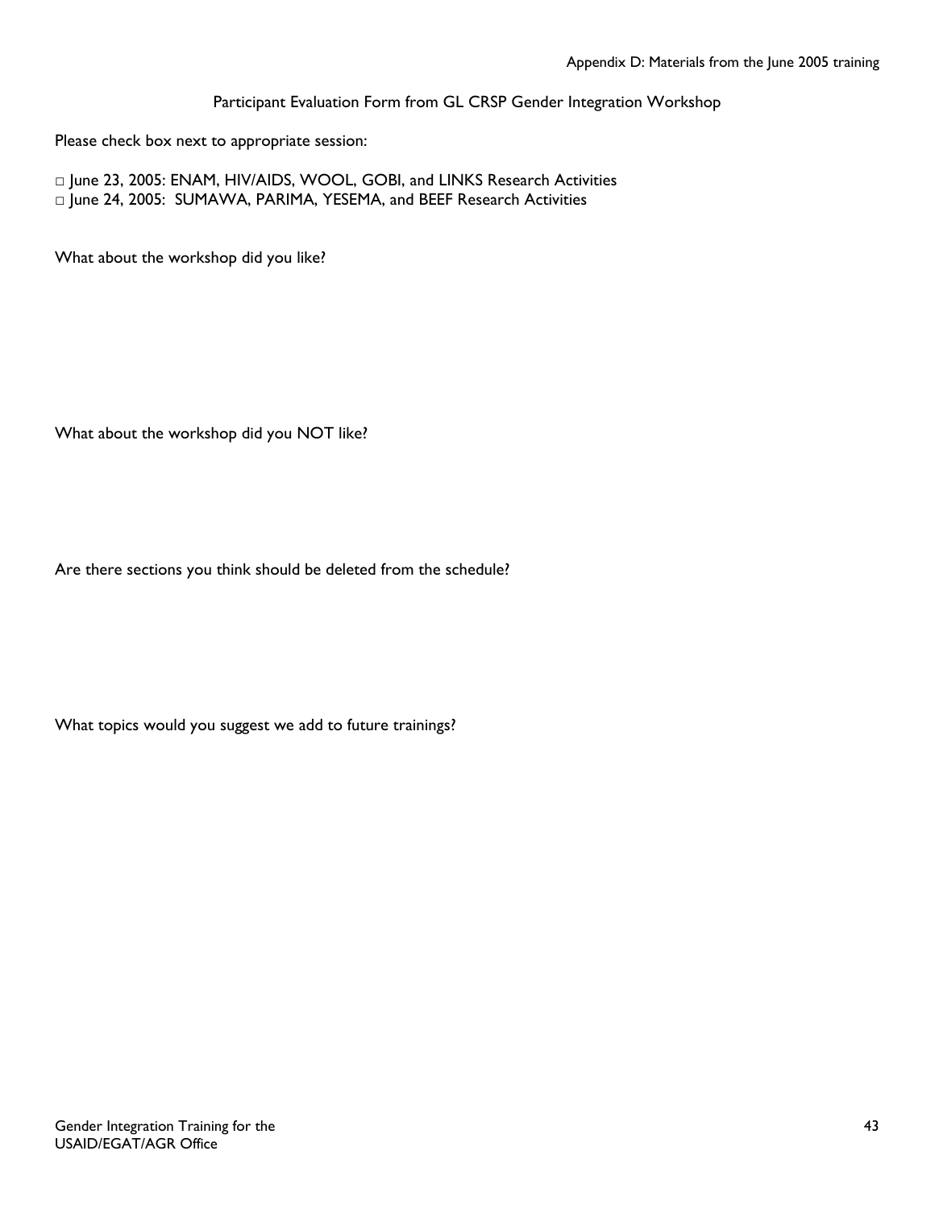## Participant Evaluation Form from GL CRSP Gender Integration Workshop

Please check box next to appropriate session:

□ June 23, 2005: ENAM, HIV/AIDS, WOOL, GOBI, and LINKS Research Activities
□ June 24, 2005: SUMAWA, PARIMA, YESEMA, and BEEF Research Activities

What about the workshop did you like?

What about the workshop did you NOT like?

Are there sections you think should be deleted from the schedule?

What topics would you suggest we add to future trainings?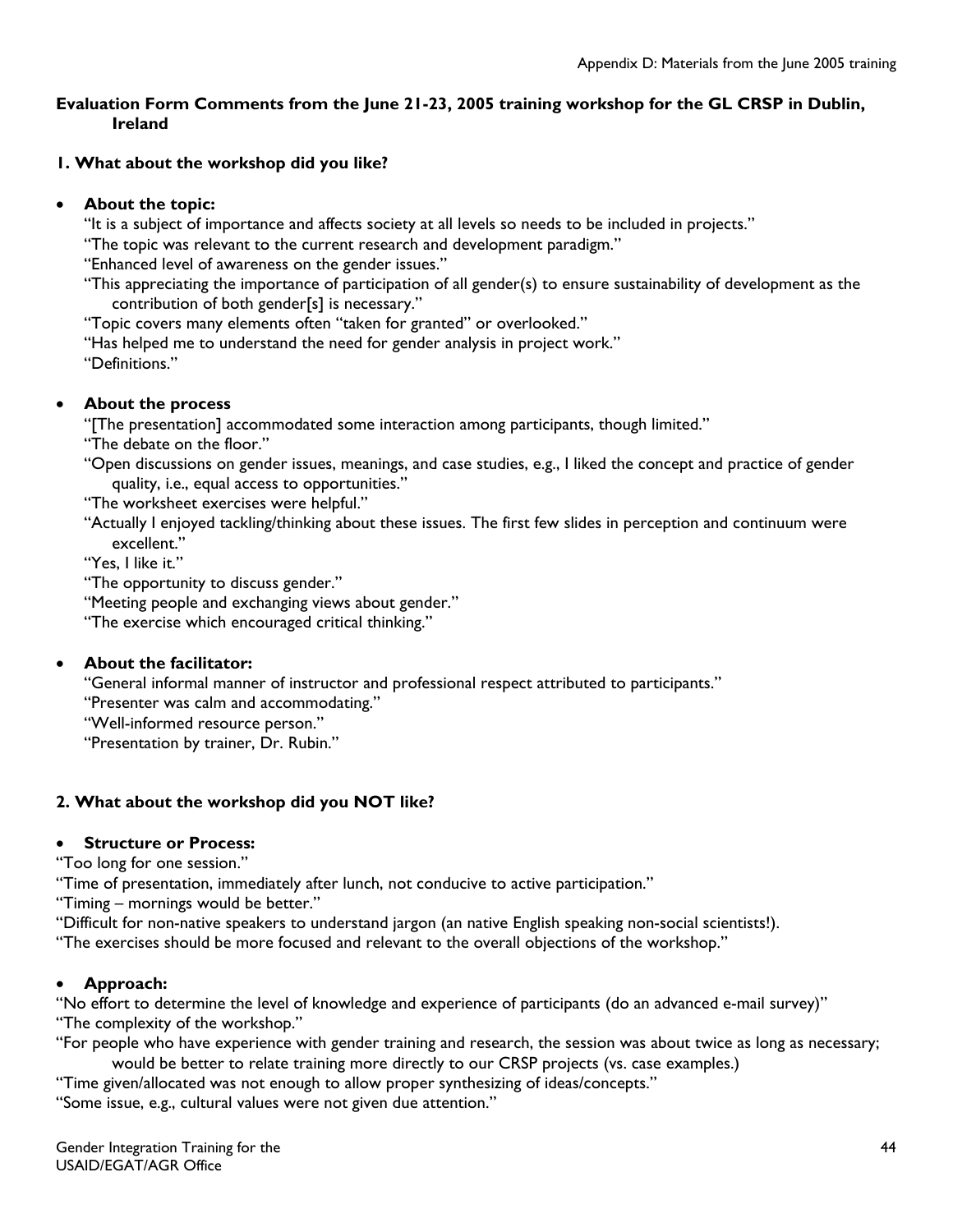**Evaluation Form Comments from the June 21-23, 2005 training workshop for the GL CRSP in Dublin, Ireland**

**1. What about the workshop did you like?**

- **About the topic:**

  "It is a subject of importance and affects society at all levels so needs to be included in projects."
  "The topic was relevant to the current research and development paradigm."
  "Enhanced level of awareness on the gender issues."
  "This appreciating the importance of participation of all gender(s) to ensure sustainability of development as the contribution of both gender[s] is necessary."
  "Topic covers many elements often "taken for granted" or overlooked."
  "Has helped me to understand the need for gender analysis in project work."
  "Definitions."

- **About the process**

  "[The presentation] accommodated some interaction among participants, though limited."
  "The debate on the floor."
  "Open discussions on gender issues, meanings, and case studies, e.g., I liked the concept and practice of gender quality, i.e., equal access to opportunities."
  "The worksheet exercises were helpful."
  "Actually I enjoyed tackling/thinking about these issues. The first few slides in perception and continuum were excellent."
  "Yes, I like it."
  "The opportunity to discuss gender."
  "Meeting people and exchanging views about gender."
  "The exercise which encouraged critical thinking."

- **About the facilitator:**

  "General informal manner of instructor and professional respect attributed to participants."
  "Presenter was calm and accommodating."
  "Well-informed resource person."
  "Presentation by trainer, Dr. Rubin."

**2. What about the workshop did you NOT like?**

- **Structure or Process:**

"Too long for one session."
"Time of presentation, immediately after lunch, not conducive to active participation."
"Timing – mornings would be better."
"Difficult for non-native speakers to understand jargon (an native English speaking non-social scientists!).
"The exercises should be more focused and relevant to the overall objections of the workshop."

- **Approach:**

"No effort to determine the level of knowledge and experience of participants (do an advanced e-mail survey)"
"The complexity of the workshop."
"For people who have experience with gender training and research, the session was about twice as long as necessary; would be better to relate training more directly to our CRSP projects (vs. case examples.)
"Time given/allocated was not enough to allow proper synthesizing of ideas/concepts."
"Some issue, e.g., cultural values were not given due attention."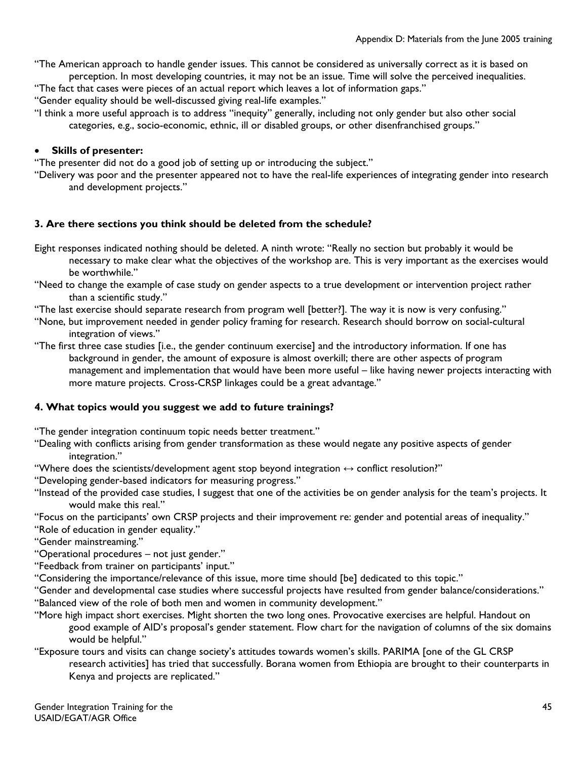"The American approach to handle gender issues. This cannot be considered as universally correct as it is based on perception. In most developing countries, it may not be an issue. Time will solve the perceived inequalities.

"The fact that cases were pieces of an actual report which leaves a lot of information gaps."

"Gender equality should be well-discussed giving real-life examples."

"I think a more useful approach is to address "inequity" generally, including not only gender but also other social categories, e.g., socio-economic, ethnic, ill or disabled groups, or other disenfranchised groups."

- **Skills of presenter:**

"The presenter did not do a good job of setting up or introducing the subject."

"Delivery was poor and the presenter appeared not to have the real-life experiences of integrating gender into research and development projects."

### 3. Are there sections you think should be deleted from the schedule?

Eight responses indicated nothing should be deleted. A ninth wrote: "Really no section but probably it would be necessary to make clear what the objectives of the workshop are. This is very important as the exercises would be worthwhile."

"Need to change the example of case study on gender aspects to a true development or intervention project rather than a scientific study."

"The last exercise should separate research from program well [better?]. The way it is now is very confusing."

"None, but improvement needed in gender policy framing for research. Research should borrow on social-cultural integration of views."

"The first three case studies [i.e., the gender continuum exercise] and the introductory information. If one has background in gender, the amount of exposure is almost overkill; there are other aspects of program management and implementation that would have been more useful – like having newer projects interacting with more mature projects. Cross-CRSP linkages could be a great advantage."

### 4. What topics would you suggest we add to future trainings?

"The gender integration continuum topic needs better treatment."

"Dealing with conflicts arising from gender transformation as these would negate any positive aspects of gender integration."

"Where does the scientists/development agent stop beyond integration ↔ conflict resolution?"

"Developing gender-based indicators for measuring progress."

"Instead of the provided case studies, I suggest that one of the activities be on gender analysis for the team's projects. It would make this real."

"Focus on the participants' own CRSP projects and their improvement re: gender and potential areas of inequality."

"Role of education in gender equality."

"Gender mainstreaming."

"Operational procedures – not just gender."

"Feedback from trainer on participants' input."

"Considering the importance/relevance of this issue, more time should [be] dedicated to this topic."

"Gender and developmental case studies where successful projects have resulted from gender balance/considerations."

"Balanced view of the role of both men and women in community development."

"More high impact short exercises. Might shorten the two long ones. Provocative exercises are helpful. Handout on good example of AID's proposal's gender statement. Flow chart for the navigation of columns of the six domains would be helpful."

"Exposure tours and visits can change society's attitudes towards women's skills. PARIMA [one of the GL CRSP research activities] has tried that successfully. Borana women from Ethiopia are brought to their counterparts in Kenya and projects are replicated."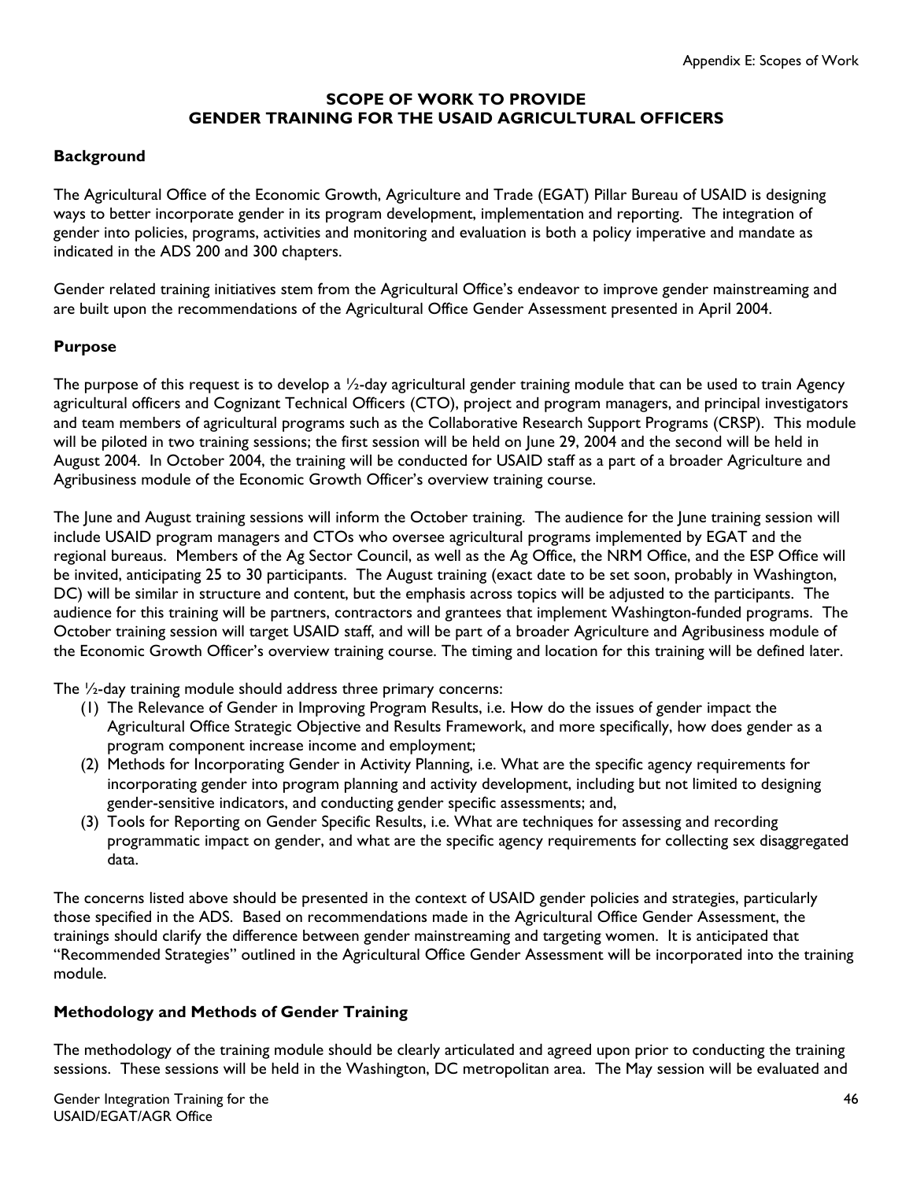## SCOPE OF WORK TO PROVIDE GENDER TRAINING FOR THE USAID AGRICULTURAL OFFICERS

### Background

The Agricultural Office of the Economic Growth, Agriculture and Trade (EGAT) Pillar Bureau of USAID is designing ways to better incorporate gender in its program development, implementation and reporting. The integration of gender into policies, programs, activities and monitoring and evaluation is both a policy imperative and mandate as indicated in the ADS 200 and 300 chapters.

Gender related training initiatives stem from the Agricultural Office's endeavor to improve gender mainstreaming and are built upon the recommendations of the Agricultural Office Gender Assessment presented in April 2004.

### Purpose

The purpose of this request is to develop a ½-day agricultural gender training module that can be used to train Agency agricultural officers and Cognizant Technical Officers (CTO), project and program managers, and principal investigators and team members of agricultural programs such as the Collaborative Research Support Programs (CRSP). This module will be piloted in two training sessions; the first session will be held on June 29, 2004 and the second will be held in August 2004. In October 2004, the training will be conducted for USAID staff as a part of a broader Agriculture and Agribusiness module of the Economic Growth Officer's overview training course.

The June and August training sessions will inform the October training. The audience for the June training session will include USAID program managers and CTOs who oversee agricultural programs implemented by EGAT and the regional bureaus. Members of the Ag Sector Council, as well as the Ag Office, the NRM Office, and the ESP Office will be invited, anticipating 25 to 30 participants. The August training (exact date to be set soon, probably in Washington, DC) will be similar in structure and content, but the emphasis across topics will be adjusted to the participants. The audience for this training will be partners, contractors and grantees that implement Washington-funded programs. The October training session will target USAID staff, and will be part of a broader Agriculture and Agribusiness module of the Economic Growth Officer's overview training course. The timing and location for this training will be defined later.

The ½-day training module should address three primary concerns:

(1) The Relevance of Gender in Improving Program Results, i.e. How do the issues of gender impact the Agricultural Office Strategic Objective and Results Framework, and more specifically, how does gender as a program component increase income and employment;
(2) Methods for Incorporating Gender in Activity Planning, i.e. What are the specific agency requirements for incorporating gender into program planning and activity development, including but not limited to designing gender-sensitive indicators, and conducting gender specific assessments; and,
(3) Tools for Reporting on Gender Specific Results, i.e. What are techniques for assessing and recording programmatic impact on gender, and what are the specific agency requirements for collecting sex disaggregated data.

The concerns listed above should be presented in the context of USAID gender policies and strategies, particularly those specified in the ADS. Based on recommendations made in the Agricultural Office Gender Assessment, the trainings should clarify the difference between gender mainstreaming and targeting women. It is anticipated that "Recommended Strategies" outlined in the Agricultural Office Gender Assessment will be incorporated into the training module.

### Methodology and Methods of Gender Training

The methodology of the training module should be clearly articulated and agreed upon prior to conducting the training sessions. These sessions will be held in the Washington, DC metropolitan area. The May session will be evaluated and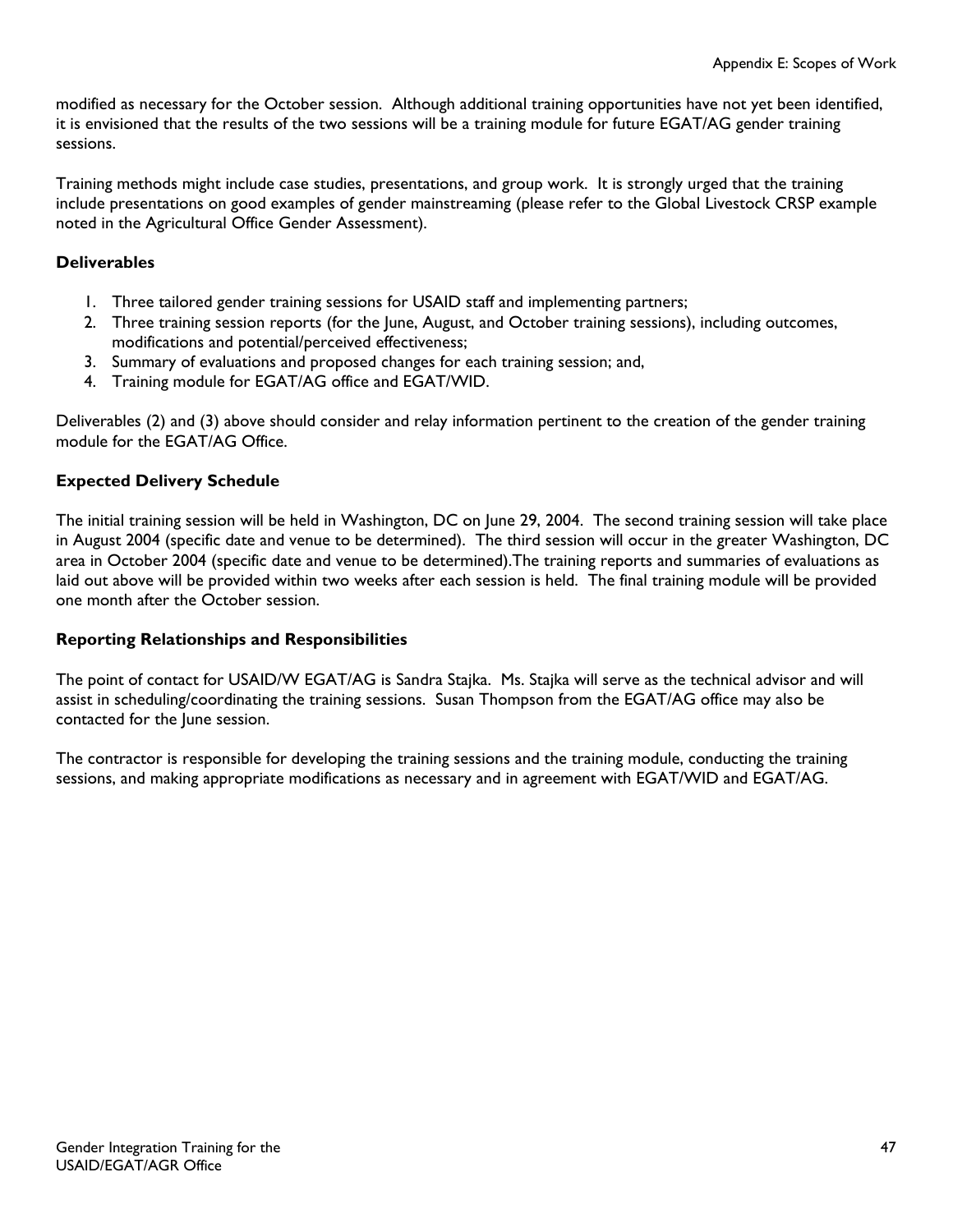modified as necessary for the October session. Although additional training opportunities have not yet been identified, it is envisioned that the results of the two sessions will be a training module for future EGAT/AG gender training sessions.

Training methods might include case studies, presentations, and group work. It is strongly urged that the training include presentations on good examples of gender mainstreaming (please refer to the Global Livestock CRSP example noted in the Agricultural Office Gender Assessment).

### Deliverables

1. Three tailored gender training sessions for USAID staff and implementing partners;
2. Three training session reports (for the June, August, and October training sessions), including outcomes, modifications and potential/perceived effectiveness;
3. Summary of evaluations and proposed changes for each training session; and,
4. Training module for EGAT/AG office and EGAT/WID.

Deliverables (2) and (3) above should consider and relay information pertinent to the creation of the gender training module for the EGAT/AG Office.

### Expected Delivery Schedule

The initial training session will be held in Washington, DC on June 29, 2004. The second training session will take place in August 2004 (specific date and venue to be determined). The third session will occur in the greater Washington, DC area in October 2004 (specific date and venue to be determined).The training reports and summaries of evaluations as laid out above will be provided within two weeks after each session is held. The final training module will be provided one month after the October session.

### Reporting Relationships and Responsibilities

The point of contact for USAID/W EGAT/AG is Sandra Stajka. Ms. Stajka will serve as the technical advisor and will assist in scheduling/coordinating the training sessions. Susan Thompson from the EGAT/AG office may also be contacted for the June session.

The contractor is responsible for developing the training sessions and the training module, conducting the training sessions, and making appropriate modifications as necessary and in agreement with EGAT/WID and EGAT/AG.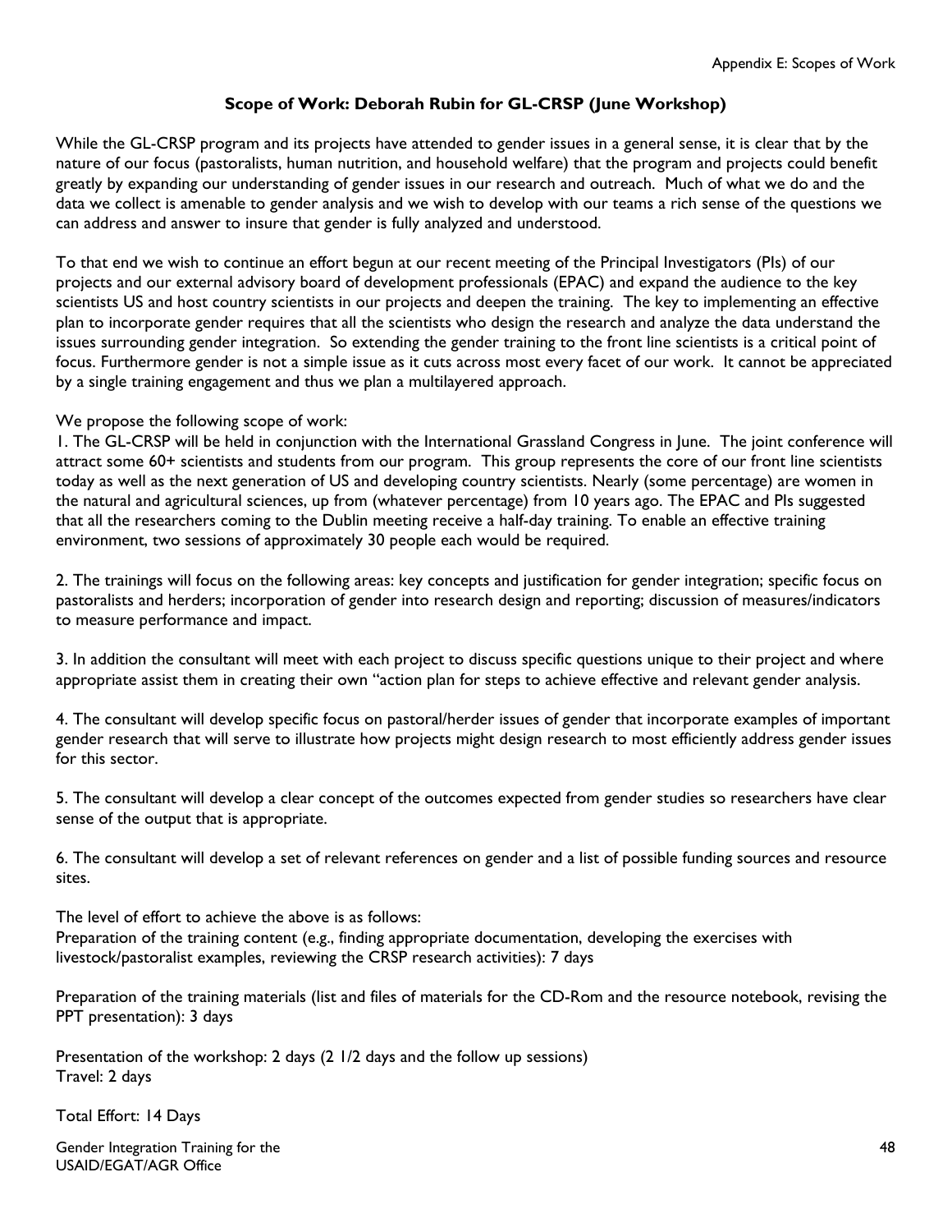### Scope of Work: Deborah Rubin for GL-CRSP (June Workshop)

While the GL-CRSP program and its projects have attended to gender issues in a general sense, it is clear that by the nature of our focus (pastoralists, human nutrition, and household welfare) that the program and projects could benefit greatly by expanding our understanding of gender issues in our research and outreach. Much of what we do and the data we collect is amenable to gender analysis and we wish to develop with our teams a rich sense of the questions we can address and answer to insure that gender is fully analyzed and understood.

To that end we wish to continue an effort begun at our recent meeting of the Principal Investigators (PIs) of our projects and our external advisory board of development professionals (EPAC) and expand the audience to the key scientists US and host country scientists in our projects and deepen the training. The key to implementing an effective plan to incorporate gender requires that all the scientists who design the research and analyze the data understand the issues surrounding gender integration. So extending the gender training to the front line scientists is a critical point of focus. Furthermore gender is not a simple issue as it cuts across most every facet of our work. It cannot be appreciated by a single training engagement and thus we plan a multilayered approach.

We propose the following scope of work:

1. The GL-CRSP will be held in conjunction with the International Grassland Congress in June. The joint conference will attract some 60+ scientists and students from our program. This group represents the core of our front line scientists today as well as the next generation of US and developing country scientists. Nearly (some percentage) are women in the natural and agricultural sciences, up from (whatever percentage) from 10 years ago. The EPAC and PIs suggested that all the researchers coming to the Dublin meeting receive a half-day training. To enable an effective training environment, two sessions of approximately 30 people each would be required.

2. The trainings will focus on the following areas: key concepts and justification for gender integration; specific focus on pastoralists and herders; incorporation of gender into research design and reporting; discussion of measures/indicators to measure performance and impact.

3. In addition the consultant will meet with each project to discuss specific questions unique to their project and where appropriate assist them in creating their own "action plan for steps to achieve effective and relevant gender analysis.

4. The consultant will develop specific focus on pastoral/herder issues of gender that incorporate examples of important gender research that will serve to illustrate how projects might design research to most efficiently address gender issues for this sector.

5. The consultant will develop a clear concept of the outcomes expected from gender studies so researchers have clear sense of the output that is appropriate.

6. The consultant will develop a set of relevant references on gender and a list of possible funding sources and resource sites.

The level of effort to achieve the above is as follows:
Preparation of the training content (e.g., finding appropriate documentation, developing the exercises with livestock/pastoralist examples, reviewing the CRSP research activities): 7 days

Preparation of the training materials (list and files of materials for the CD-Rom and the resource notebook, revising the PPT presentation): 3 days

Presentation of the workshop: 2 days (2 1/2 days and the follow up sessions)
Travel: 2 days

Total Effort: 14 Days